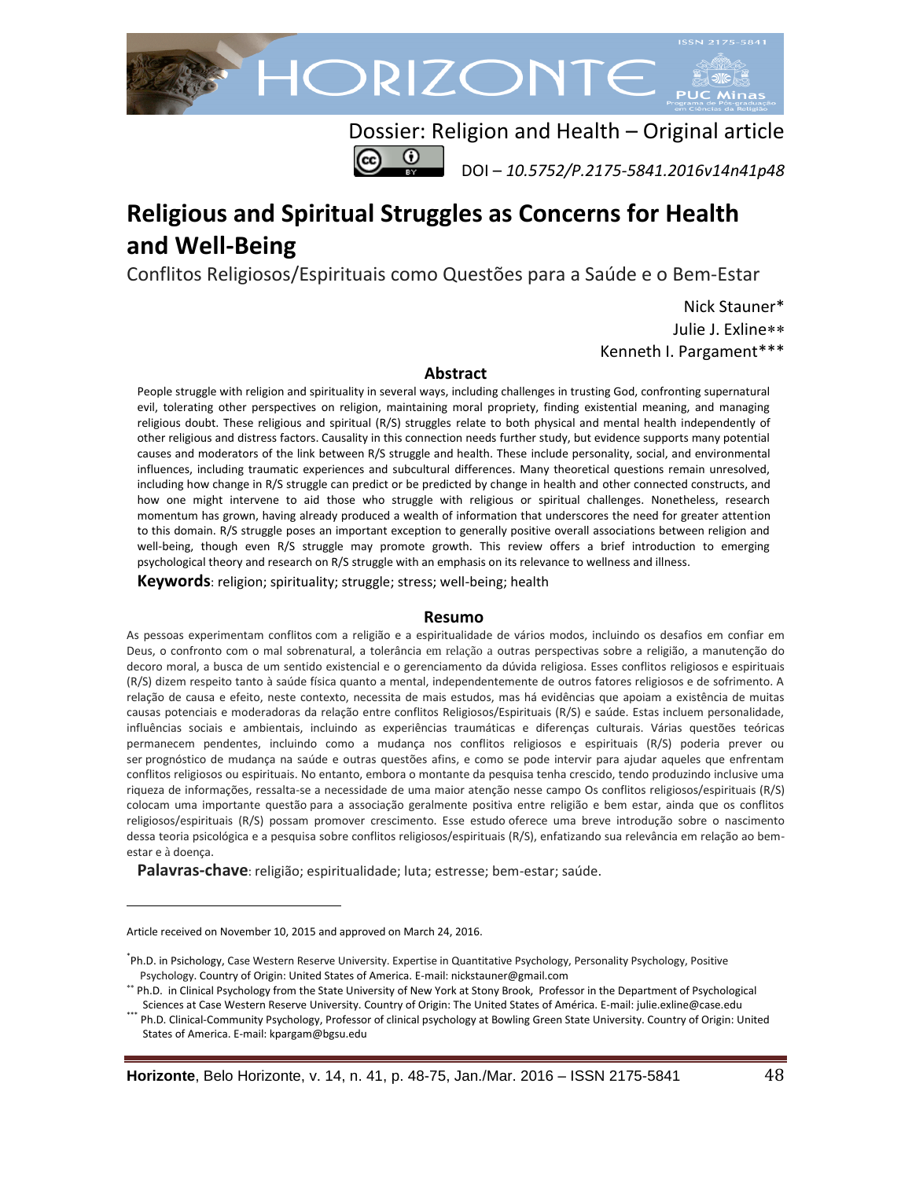Dossier: Religion and Health – Original article

DOI – *10.5752/P.2175-5841.2016v14n41p48*

# Religious and Spiritual Struggles as Concerns for Health and Well-Being

Conflitos Religiosos/Espirituais como Questões para a Saúde e o Bem-Estar

Nick Stauner*
Julie J. Exline**
Kenneth I. Pargament***

## Abstract

People struggle with religion and spirituality in several ways, including challenges in trusting God, confronting supernatural evil, tolerating other perspectives on religion, maintaining moral propriety, finding existential meaning, and managing religious doubt. These religious and spiritual (R/S) struggles relate to both physical and mental health independently of other religious and distress factors. Causality in this connection needs further study, but evidence supports many potential causes and moderators of the link between R/S struggle and health. These include personality, social, and environmental influences, including traumatic experiences and subcultural differences. Many theoretical questions remain unresolved, including how change in R/S struggle can predict or be predicted by change in health and other connected constructs, and how one might intervene to aid those who struggle with religious or spiritual challenges. Nonetheless, research momentum has grown, having already produced a wealth of information that underscores the need for greater attention to this domain. R/S struggle poses an important exception to generally positive overall associations between religion and well-being, though even R/S struggle may promote growth. This review offers a brief introduction to emerging psychological theory and research on R/S struggle with an emphasis on its relevance to wellness and illness.

**Keywords**: religion; spirituality; struggle; stress; well-being; health

## Resumo

As pessoas experimentam conflitos com a religião e a espiritualidade de vários modos, incluindo os desafios em confiar em Deus, o confronto com o mal sobrenatural, a tolerância em relação a outras perspectivas sobre a religião, a manutenção do decoro moral, a busca de um sentido existencial e o gerenciamento da dúvida religiosa. Esses conflitos religiosos e espirituais (R/S) dizem respeito tanto à saúde física quanto a mental, independentemente de outros fatores religiosos e de sofrimento. A relação de causa e efeito, neste contexto, necessita de mais estudos, mas há evidências que apoiam a existência de muitas causas potenciais e moderadoras da relação entre conflitos Religiosos/Espirituais (R/S) e saúde. Estas incluem personalidade, influências sociais e ambientais, incluindo as experiências traumáticas e diferenças culturais. Várias questões teóricas permanecem pendentes, incluindo como a mudança nos conflitos religiosos e espirituais (R/S) poderia prever ou ser prognóstico de mudança na saúde e outras questões afins, e como se pode intervir para ajudar aqueles que enfrentam conflitos religiosos ou espirituais. No entanto, embora o montante da pesquisa tenha crescido, tendo produzido inclusive uma riqueza de informações, ressalta-se a necessidade de uma maior atenção nesse campo Os conflitos religiosos/espirituais (R/S) colocam uma importante questão para a associação geralmente positiva entre religião e bem estar, ainda que os conflitos religiosos/espirituais (R/S) possam promover crescimento. Esse estudo oferece uma breve introdução sobre o nascimento dessa teoria psicológica e a pesquisa sobre conflitos religiosos/espirituais (R/S), enfatizando sua relevância em relação ao bem-estar e à doença.

**Palavras-chave**: religião; espiritualidade; luta; estresse; bem-estar; saúde.

---

Article received on November 10, 2015 and approved on March 24, 2016.

[*] Ph.D. in Psichology, Case Western Reserve University. Expertise in Quantitative Psychology, Personality Psychology, Positive Psychology. Country of Origin: United States of America. E-mail: nickstauner@gmail.com

[**] Ph.D. in Clinical Psychology from the State University of New York at Stony Brook, Professor in the Department of Psychological Sciences at Case Western Reserve University. Country of Origin: The United States of América. E-mail: julie.exline@case.edu

[***] Ph.D. Clinical-Community Psychology, Professor of clinical psychology at Bowling Green State University. Country of Origin: United States of America. E-mail: kpargam@bgsu.edu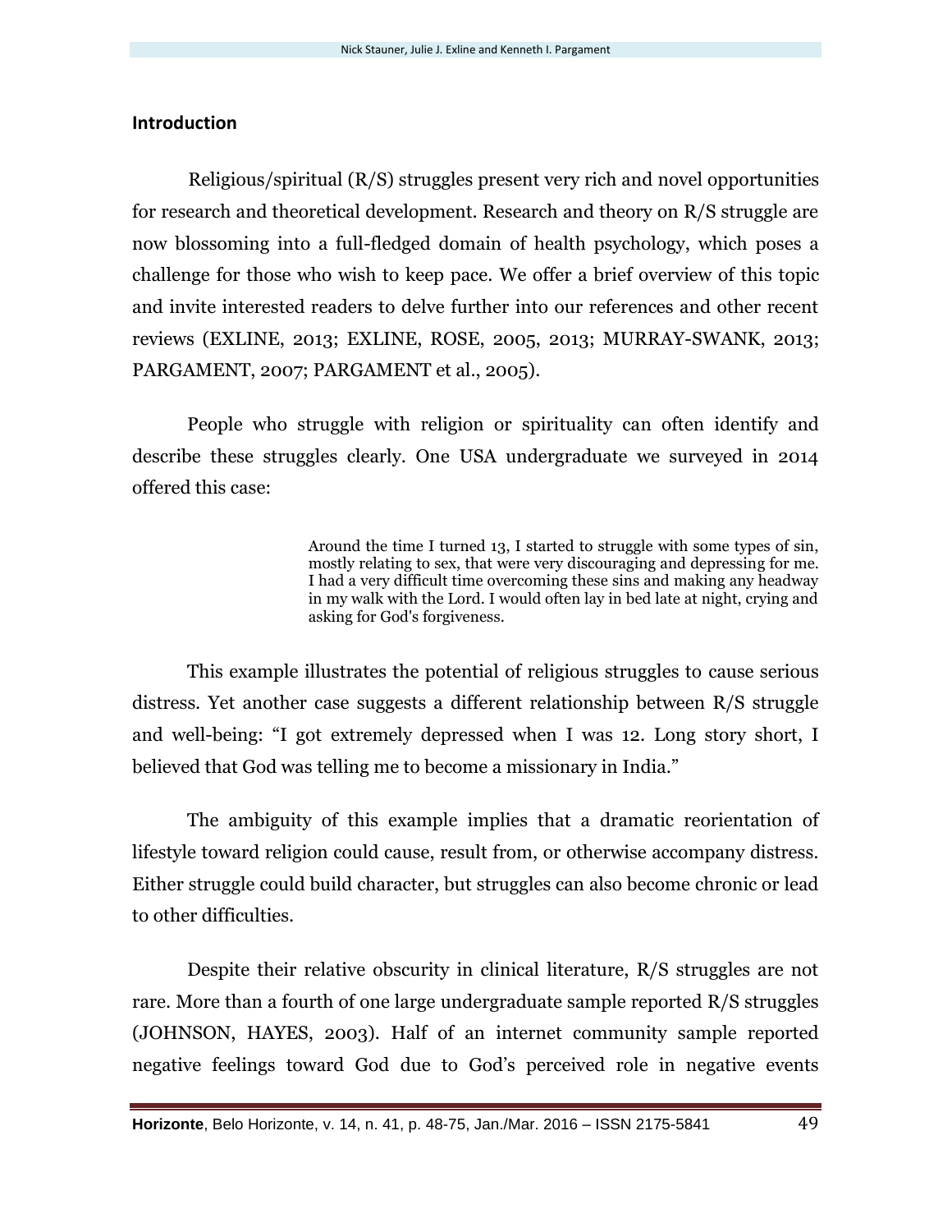## Introduction

Religious/spiritual (R/S) struggles present very rich and novel opportunities for research and theoretical development. Research and theory on R/S struggle are now blossoming into a full-fledged domain of health psychology, which poses a challenge for those who wish to keep pace. We offer a brief overview of this topic and invite interested readers to delve further into our references and other recent reviews (EXLINE, 2013; EXLINE, ROSE, 2005, 2013; MURRAY-SWANK, 2013; PARGAMENT, 2007; PARGAMENT et al., 2005).

People who struggle with religion or spirituality can often identify and describe these struggles clearly. One USA undergraduate we surveyed in 2014 offered this case:

> Around the time I turned 13, I started to struggle with some types of sin, mostly relating to sex, that were very discouraging and depressing for me. I had a very difficult time overcoming these sins and making any headway in my walk with the Lord. I would often lay in bed late at night, crying and asking for God's forgiveness.

This example illustrates the potential of religious struggles to cause serious distress. Yet another case suggests a different relationship between R/S struggle and well-being: "I got extremely depressed when I was 12. Long story short, I believed that God was telling me to become a missionary in India."

The ambiguity of this example implies that a dramatic reorientation of lifestyle toward religion could cause, result from, or otherwise accompany distress. Either struggle could build character, but struggles can also become chronic or lead to other difficulties.

Despite their relative obscurity in clinical literature, R/S struggles are not rare. More than a fourth of one large undergraduate sample reported R/S struggles (JOHNSON, HAYES, 2003). Half of an internet community sample reported negative feelings toward God due to God's perceived role in negative events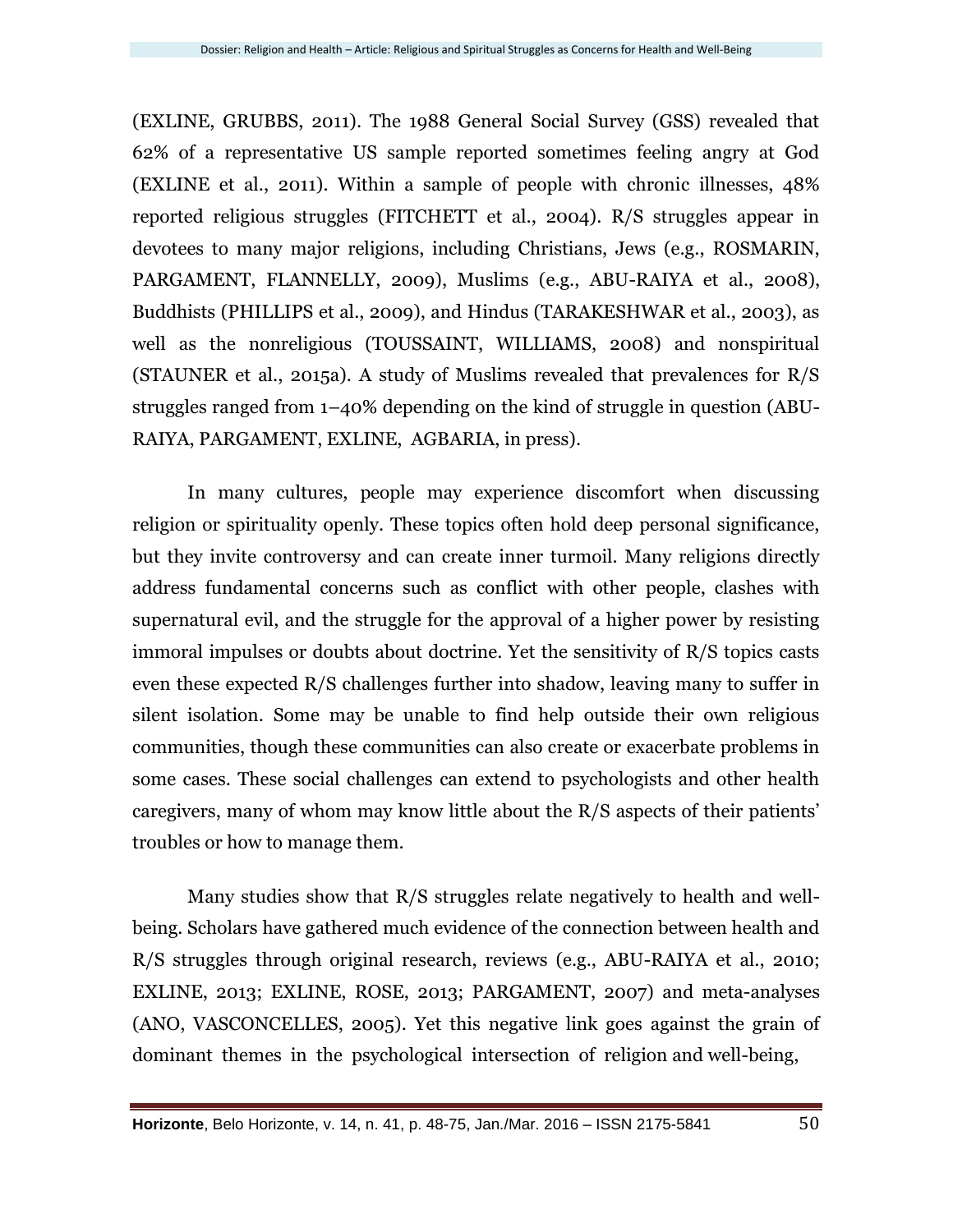(EXLINE, GRUBBS, 2011). The 1988 General Social Survey (GSS) revealed that 62% of a representative US sample reported sometimes feeling angry at God (EXLINE et al., 2011). Within a sample of people with chronic illnesses, 48% reported religious struggles (FITCHETT et al., 2004). R/S struggles appear in devotees to many major religions, including Christians, Jews (e.g., ROSMARIN, PARGAMENT, FLANNELLY, 2009), Muslims (e.g., ABU-RAIYA et al., 2008), Buddhists (PHILLIPS et al., 2009), and Hindus (TARAKESHWAR et al., 2003), as well as the nonreligious (TOUSSAINT, WILLIAMS, 2008) and nonspiritual (STAUNER et al., 2015a). A study of Muslims revealed that prevalences for R/S struggles ranged from 1–40% depending on the kind of struggle in question (ABU-RAIYA, PARGAMENT, EXLINE, AGBARIA, in press).

In many cultures, people may experience discomfort when discussing religion or spirituality openly. These topics often hold deep personal significance, but they invite controversy and can create inner turmoil. Many religions directly address fundamental concerns such as conflict with other people, clashes with supernatural evil, and the struggle for the approval of a higher power by resisting immoral impulses or doubts about doctrine. Yet the sensitivity of R/S topics casts even these expected R/S challenges further into shadow, leaving many to suffer in silent isolation. Some may be unable to find help outside their own religious communities, though these communities can also create or exacerbate problems in some cases. These social challenges can extend to psychologists and other health caregivers, many of whom may know little about the R/S aspects of their patients' troubles or how to manage them.

Many studies show that R/S struggles relate negatively to health and well-being. Scholars have gathered much evidence of the connection between health and R/S struggles through original research, reviews (e.g., ABU-RAIYA et al., 2010; EXLINE, 2013; EXLINE, ROSE, 2013; PARGAMENT, 2007) and meta-analyses (ANO, VASCONCELLES, 2005). Yet this negative link goes against the grain of dominant themes in the psychological intersection of religion and well-being,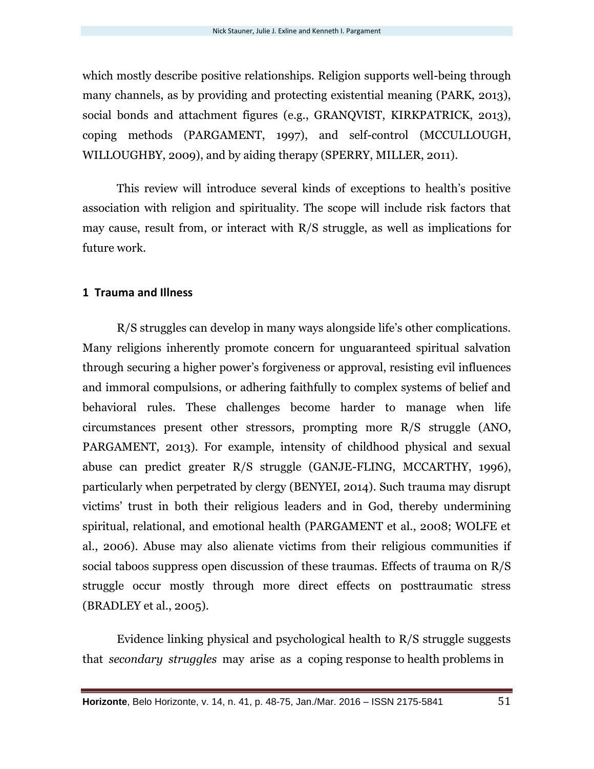which mostly describe positive relationships. Religion supports well-being through many channels, as by providing and protecting existential meaning (PARK, 2013), social bonds and attachment figures (e.g., GRANQVIST, KIRKPATRICK, 2013), coping methods (PARGAMENT, 1997), and self-control (MCCULLOUGH, WILLOUGHBY, 2009), and by aiding therapy (SPERRY, MILLER, 2011).

This review will introduce several kinds of exceptions to health's positive association with religion and spirituality. The scope will include risk factors that may cause, result from, or interact with R/S struggle, as well as implications for future work.

## 1 Trauma and Illness

R/S struggles can develop in many ways alongside life's other complications. Many religions inherently promote concern for unguaranteed spiritual salvation through securing a higher power's forgiveness or approval, resisting evil influences and immoral compulsions, or adhering faithfully to complex systems of belief and behavioral rules. These challenges become harder to manage when life circumstances present other stressors, prompting more R/S struggle (ANO, PARGAMENT, 2013). For example, intensity of childhood physical and sexual abuse can predict greater R/S struggle (GANJE-FLING, MCCARTHY, 1996), particularly when perpetrated by clergy (BENYEI, 2014). Such trauma may disrupt victims' trust in both their religious leaders and in God, thereby undermining spiritual, relational, and emotional health (PARGAMENT et al., 2008; WOLFE et al., 2006). Abuse may also alienate victims from their religious communities if social taboos suppress open discussion of these traumas. Effects of trauma on R/S struggle occur mostly through more direct effects on posttraumatic stress (BRADLEY et al., 2005).

Evidence linking physical and psychological health to R/S struggle suggests that *secondary struggles* may arise as a coping response to health problems in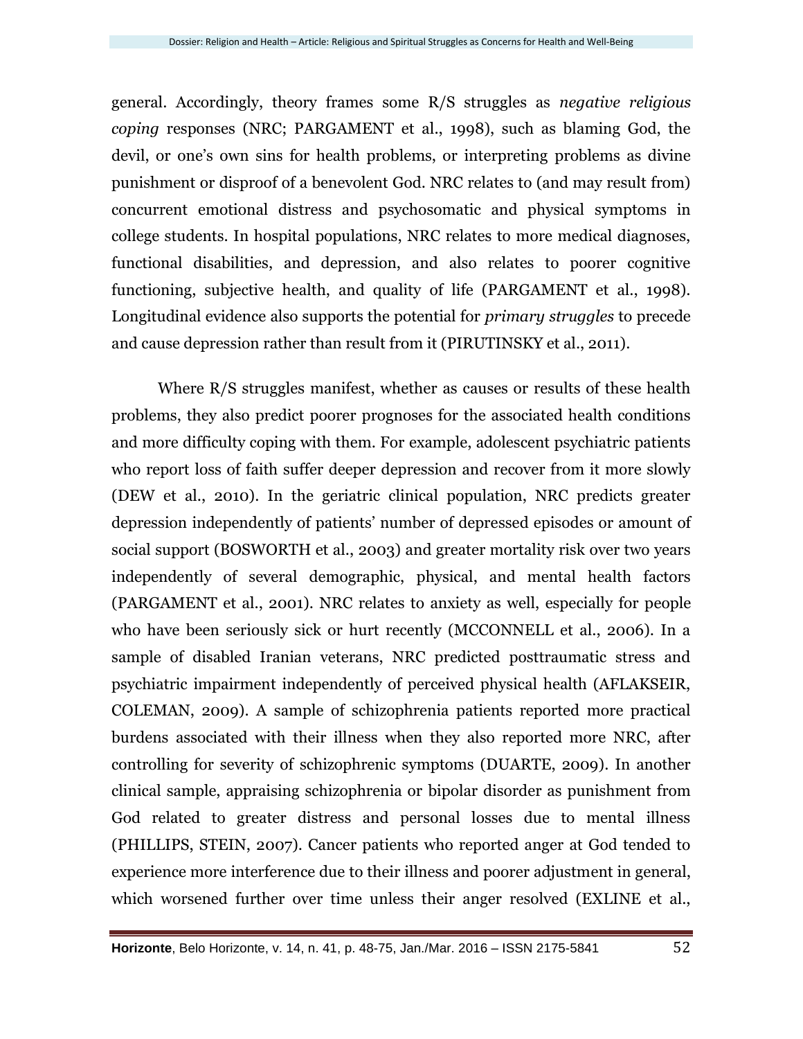general. Accordingly, theory frames some R/S struggles as *negative religious coping* responses (NRC; PARGAMENT et al., 1998), such as blaming God, the devil, or one's own sins for health problems, or interpreting problems as divine punishment or disproof of a benevolent God. NRC relates to (and may result from) concurrent emotional distress and psychosomatic and physical symptoms in college students. In hospital populations, NRC relates to more medical diagnoses, functional disabilities, and depression, and also relates to poorer cognitive functioning, subjective health, and quality of life (PARGAMENT et al., 1998). Longitudinal evidence also supports the potential for *primary struggles* to precede and cause depression rather than result from it (PIRUTINSKY et al., 2011).

Where R/S struggles manifest, whether as causes or results of these health problems, they also predict poorer prognoses for the associated health conditions and more difficulty coping with them. For example, adolescent psychiatric patients who report loss of faith suffer deeper depression and recover from it more slowly (DEW et al., 2010). In the geriatric clinical population, NRC predicts greater depression independently of patients' number of depressed episodes or amount of social support (BOSWORTH et al., 2003) and greater mortality risk over two years independently of several demographic, physical, and mental health factors (PARGAMENT et al., 2001). NRC relates to anxiety as well, especially for people who have been seriously sick or hurt recently (MCCONNELL et al., 2006). In a sample of disabled Iranian veterans, NRC predicted posttraumatic stress and psychiatric impairment independently of perceived physical health (AFLAKSEIR, COLEMAN, 2009). A sample of schizophrenia patients reported more practical burdens associated with their illness when they also reported more NRC, after controlling for severity of schizophrenic symptoms (DUARTE, 2009). In another clinical sample, appraising schizophrenia or bipolar disorder as punishment from God related to greater distress and personal losses due to mental illness (PHILLIPS, STEIN, 2007). Cancer patients who reported anger at God tended to experience more interference due to their illness and poorer adjustment in general, which worsened further over time unless their anger resolved (EXLINE et al.,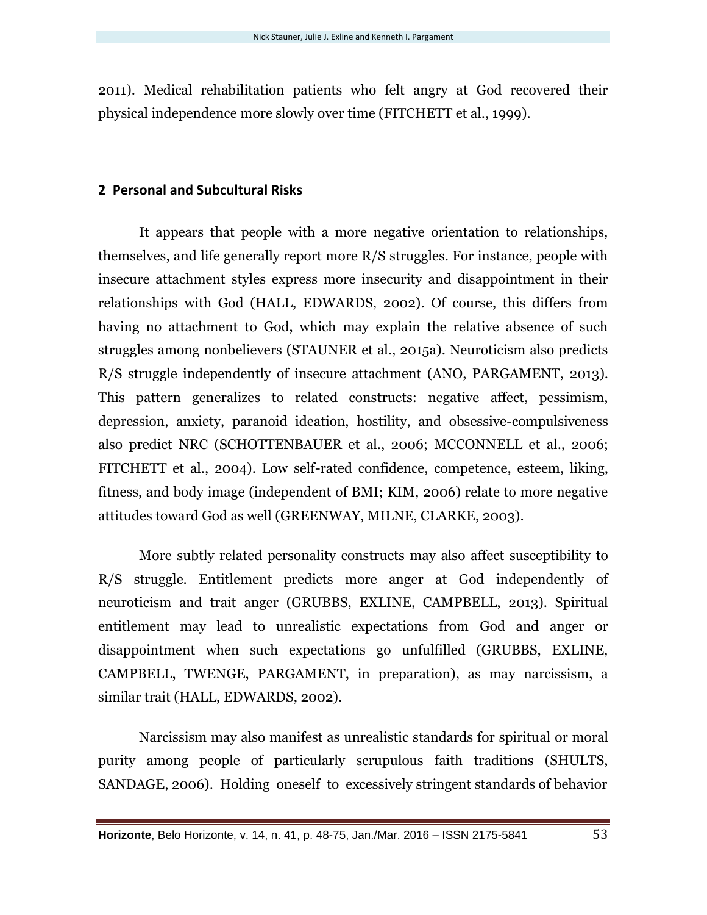2011). Medical rehabilitation patients who felt angry at God recovered their physical independence more slowly over time (FITCHETT et al., 1999).

## 2 Personal and Subcultural Risks

It appears that people with a more negative orientation to relationships, themselves, and life generally report more R/S struggles. For instance, people with insecure attachment styles express more insecurity and disappointment in their relationships with God (HALL, EDWARDS, 2002). Of course, this differs from having no attachment to God, which may explain the relative absence of such struggles among nonbelievers (STAUNER et al., 2015a). Neuroticism also predicts R/S struggle independently of insecure attachment (ANO, PARGAMENT, 2013). This pattern generalizes to related constructs: negative affect, pessimism, depression, anxiety, paranoid ideation, hostility, and obsessive-compulsiveness also predict NRC (SCHOTTENBAUER et al., 2006; MCCONNELL et al., 2006; FITCHETT et al., 2004). Low self-rated confidence, competence, esteem, liking, fitness, and body image (independent of BMI; KIM, 2006) relate to more negative attitudes toward God as well (GREENWAY, MILNE, CLARKE, 2003).

More subtly related personality constructs may also affect susceptibility to R/S struggle. Entitlement predicts more anger at God independently of neuroticism and trait anger (GRUBBS, EXLINE, CAMPBELL, 2013). Spiritual entitlement may lead to unrealistic expectations from God and anger or disappointment when such expectations go unfulfilled (GRUBBS, EXLINE, CAMPBELL, TWENGE, PARGAMENT, in preparation), as may narcissism, a similar trait (HALL, EDWARDS, 2002).

Narcissism may also manifest as unrealistic standards for spiritual or moral purity among people of particularly scrupulous faith traditions (SHULTS, SANDAGE, 2006). Holding oneself to excessively stringent standards of behavior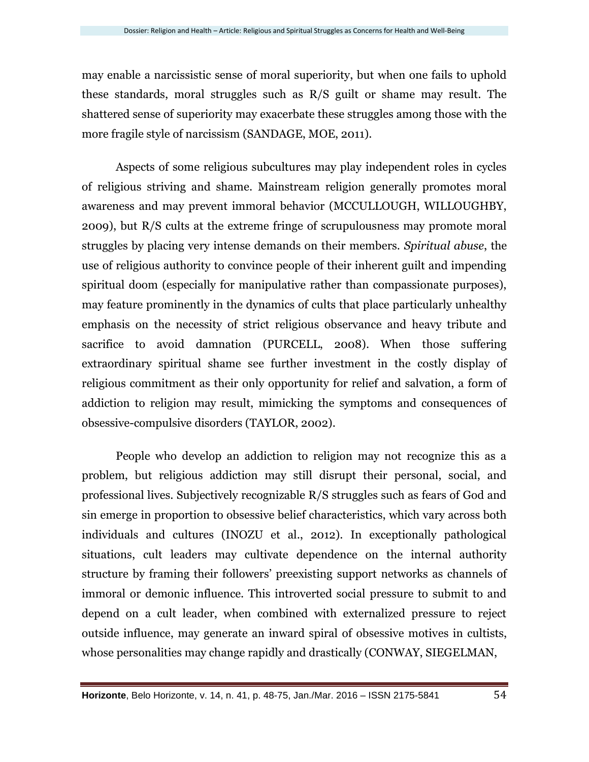may enable a narcissistic sense of moral superiority, but when one fails to uphold these standards, moral struggles such as R/S guilt or shame may result. The shattered sense of superiority may exacerbate these struggles among those with the more fragile style of narcissism (SANDAGE, MOE, 2011).

Aspects of some religious subcultures may play independent roles in cycles of religious striving and shame. Mainstream religion generally promotes moral awareness and may prevent immoral behavior (MCCULLOUGH, WILLOUGHBY, 2009), but R/S cults at the extreme fringe of scrupulousness may promote moral struggles by placing very intense demands on their members. *Spiritual abuse*, the use of religious authority to convince people of their inherent guilt and impending spiritual doom (especially for manipulative rather than compassionate purposes), may feature prominently in the dynamics of cults that place particularly unhealthy emphasis on the necessity of strict religious observance and heavy tribute and sacrifice to avoid damnation (PURCELL, 2008). When those suffering extraordinary spiritual shame see further investment in the costly display of religious commitment as their only opportunity for relief and salvation, a form of addiction to religion may result, mimicking the symptoms and consequences of obsessive-compulsive disorders (TAYLOR, 2002).

People who develop an addiction to religion may not recognize this as a problem, but religious addiction may still disrupt their personal, social, and professional lives. Subjectively recognizable R/S struggles such as fears of God and sin emerge in proportion to obsessive belief characteristics, which vary across both individuals and cultures (INOZU et al., 2012). In exceptionally pathological situations, cult leaders may cultivate dependence on the internal authority structure by framing their followers' preexisting support networks as channels of immoral or demonic influence. This introverted social pressure to submit to and depend on a cult leader, when combined with externalized pressure to reject outside influence, may generate an inward spiral of obsessive motives in cultists, whose personalities may change rapidly and drastically (CONWAY, SIEGELMAN,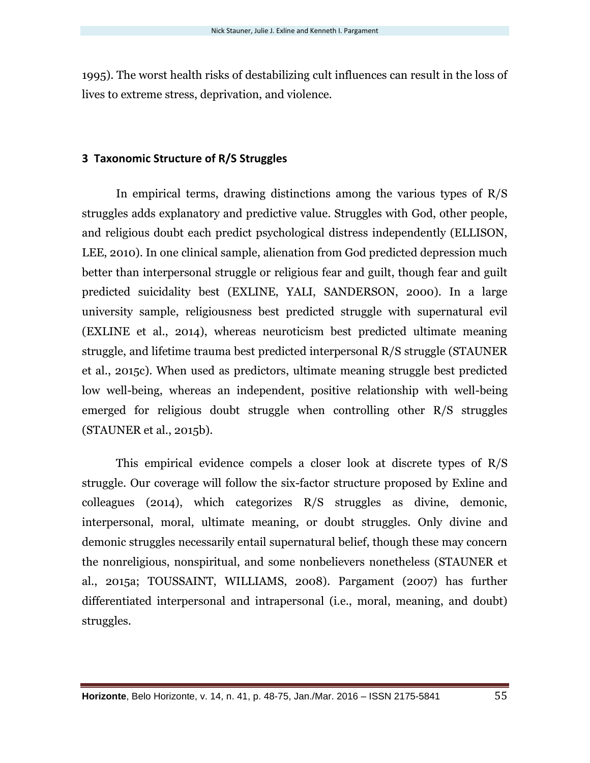1995). The worst health risks of destabilizing cult influences can result in the loss of lives to extreme stress, deprivation, and violence.

## 3 Taxonomic Structure of R/S Struggles

In empirical terms, drawing distinctions among the various types of R/S struggles adds explanatory and predictive value. Struggles with God, other people, and religious doubt each predict psychological distress independently (ELLISON, LEE, 2010). In one clinical sample, alienation from God predicted depression much better than interpersonal struggle or religious fear and guilt, though fear and guilt predicted suicidality best (EXLINE, YALI, SANDERSON, 2000). In a large university sample, religiousness best predicted struggle with supernatural evil (EXLINE et al., 2014), whereas neuroticism best predicted ultimate meaning struggle, and lifetime trauma best predicted interpersonal R/S struggle (STAUNER et al., 2015c). When used as predictors, ultimate meaning struggle best predicted low well-being, whereas an independent, positive relationship with well-being emerged for religious doubt struggle when controlling other R/S struggles (STAUNER et al., 2015b).

This empirical evidence compels a closer look at discrete types of R/S struggle. Our coverage will follow the six-factor structure proposed by Exline and colleagues (2014), which categorizes R/S struggles as divine, demonic, interpersonal, moral, ultimate meaning, or doubt struggles. Only divine and demonic struggles necessarily entail supernatural belief, though these may concern the nonreligious, nonspiritual, and some nonbelievers nonetheless (STAUNER et al., 2015a; TOUSSAINT, WILLIAMS, 2008). Pargament (2007) has further differentiated interpersonal and intrapersonal (i.e., moral, meaning, and doubt) struggles.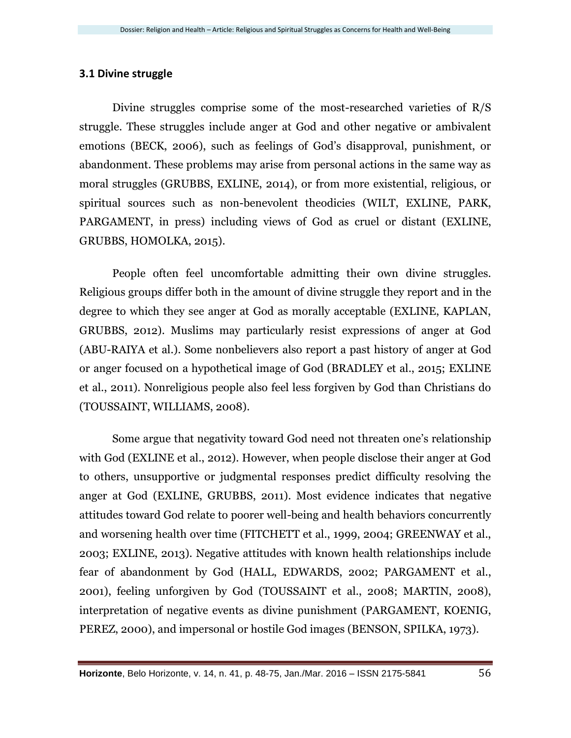### 3.1 Divine struggle

Divine struggles comprise some of the most-researched varieties of R/S struggle. These struggles include anger at God and other negative or ambivalent emotions (BECK, 2006), such as feelings of God's disapproval, punishment, or abandonment. These problems may arise from personal actions in the same way as moral struggles (GRUBBS, EXLINE, 2014), or from more existential, religious, or spiritual sources such as non-benevolent theodicies (WILT, EXLINE, PARK, PARGAMENT, in press) including views of God as cruel or distant (EXLINE, GRUBBS, HOMOLKA, 2015).

People often feel uncomfortable admitting their own divine struggles. Religious groups differ both in the amount of divine struggle they report and in the degree to which they see anger at God as morally acceptable (EXLINE, KAPLAN, GRUBBS, 2012). Muslims may particularly resist expressions of anger at God (ABU-RAIYA et al.). Some nonbelievers also report a past history of anger at God or anger focused on a hypothetical image of God (BRADLEY et al., 2015; EXLINE et al., 2011). Nonreligious people also feel less forgiven by God than Christians do (TOUSSAINT, WILLIAMS, 2008).

Some argue that negativity toward God need not threaten one's relationship with God (EXLINE et al., 2012). However, when people disclose their anger at God to others, unsupportive or judgmental responses predict difficulty resolving the anger at God (EXLINE, GRUBBS, 2011). Most evidence indicates that negative attitudes toward God relate to poorer well-being and health behaviors concurrently and worsening health over time (FITCHETT et al., 1999, 2004; GREENWAY et al., 2003; EXLINE, 2013). Negative attitudes with known health relationships include fear of abandonment by God (HALL, EDWARDS, 2002; PARGAMENT et al., 2001), feeling unforgiven by God (TOUSSAINT et al., 2008; MARTIN, 2008), interpretation of negative events as divine punishment (PARGAMENT, KOENIG, PEREZ, 2000), and impersonal or hostile God images (BENSON, SPILKA, 1973).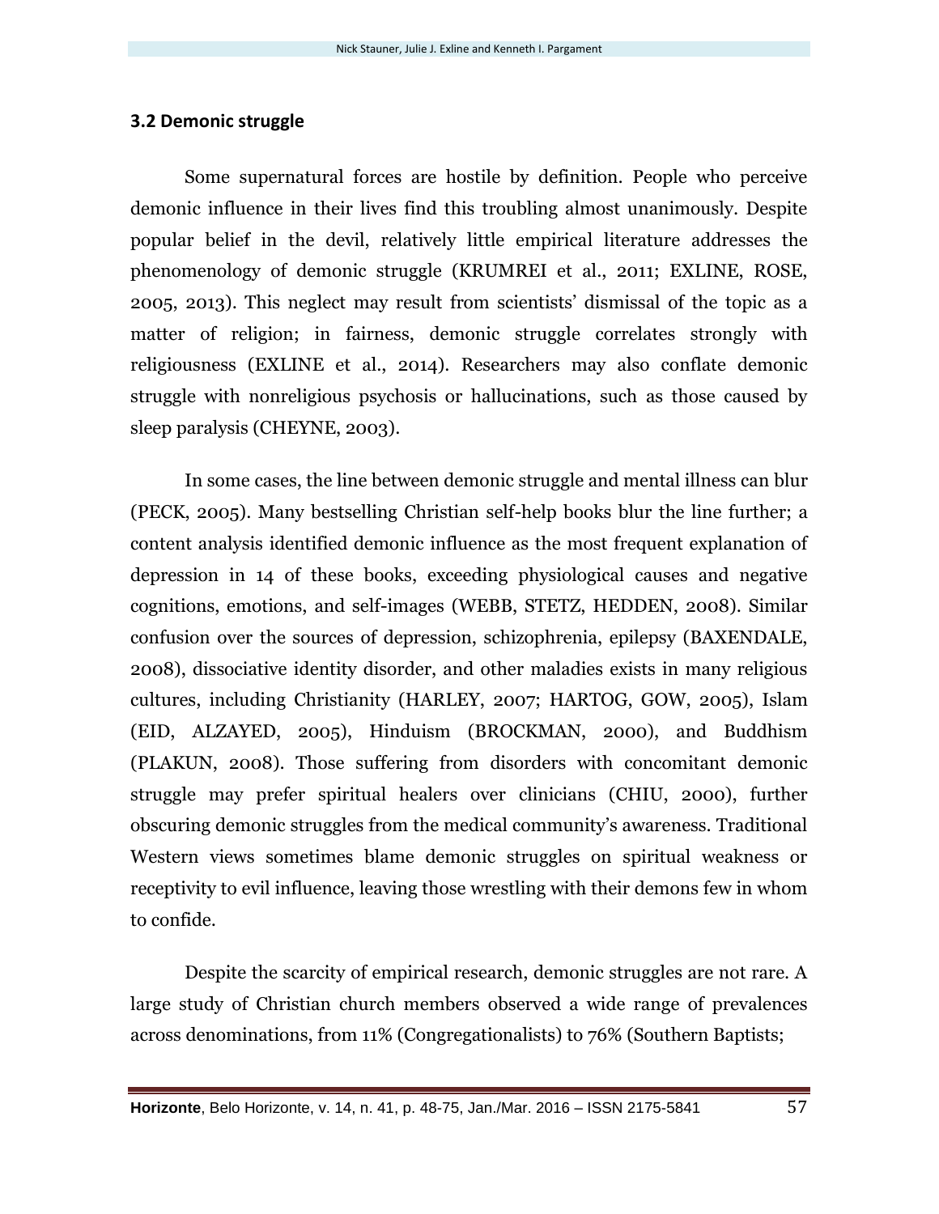### 3.2 Demonic struggle

Some supernatural forces are hostile by definition. People who perceive demonic influence in their lives find this troubling almost unanimously. Despite popular belief in the devil, relatively little empirical literature addresses the phenomenology of demonic struggle (KRUMREI et al., 2011; EXLINE, ROSE, 2005, 2013). This neglect may result from scientists' dismissal of the topic as a matter of religion; in fairness, demonic struggle correlates strongly with religiousness (EXLINE et al., 2014). Researchers may also conflate demonic struggle with nonreligious psychosis or hallucinations, such as those caused by sleep paralysis (CHEYNE, 2003).

In some cases, the line between demonic struggle and mental illness can blur (PECK, 2005). Many bestselling Christian self-help books blur the line further; a content analysis identified demonic influence as the most frequent explanation of depression in 14 of these books, exceeding physiological causes and negative cognitions, emotions, and self-images (WEBB, STETZ, HEDDEN, 2008). Similar confusion over the sources of depression, schizophrenia, epilepsy (BAXENDALE, 2008), dissociative identity disorder, and other maladies exists in many religious cultures, including Christianity (HARLEY, 2007; HARTOG, GOW, 2005), Islam (EID, ALZAYED, 2005), Hinduism (BROCKMAN, 2000), and Buddhism (PLAKUN, 2008). Those suffering from disorders with concomitant demonic struggle may prefer spiritual healers over clinicians (CHIU, 2000), further obscuring demonic struggles from the medical community's awareness. Traditional Western views sometimes blame demonic struggles on spiritual weakness or receptivity to evil influence, leaving those wrestling with their demons few in whom to confide.

Despite the scarcity of empirical research, demonic struggles are not rare. A large study of Christian church members observed a wide range of prevalences across denominations, from 11% (Congregationalists) to 76% (Southern Baptists;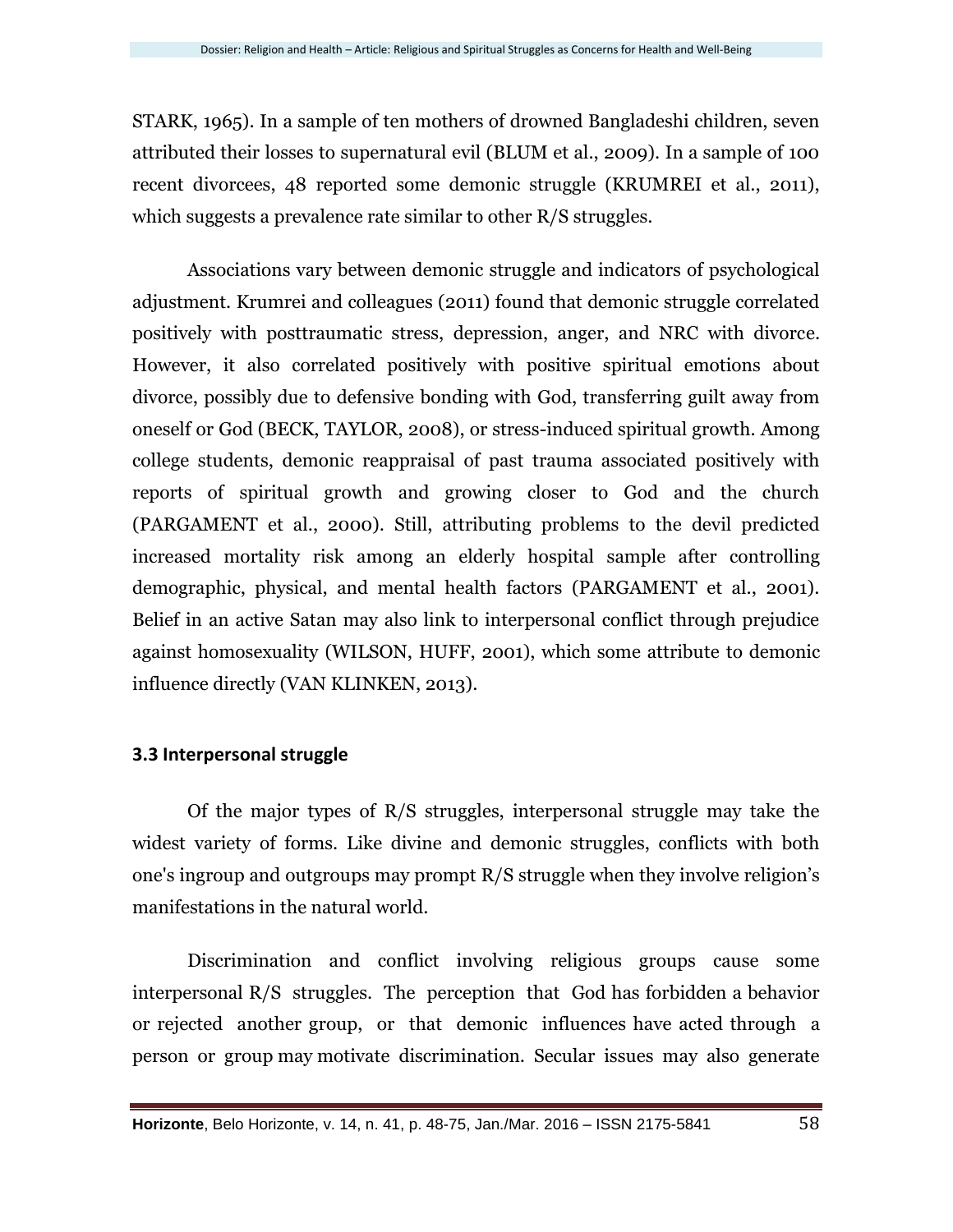STARK, 1965). In a sample of ten mothers of drowned Bangladeshi children, seven attributed their losses to supernatural evil (BLUM et al., 2009). In a sample of 100 recent divorcees, 48 reported some demonic struggle (KRUMREI et al., 2011), which suggests a prevalence rate similar to other R/S struggles.

Associations vary between demonic struggle and indicators of psychological adjustment. Krumrei and colleagues (2011) found that demonic struggle correlated positively with posttraumatic stress, depression, anger, and NRC with divorce. However, it also correlated positively with positive spiritual emotions about divorce, possibly due to defensive bonding with God, transferring guilt away from oneself or God (BECK, TAYLOR, 2008), or stress-induced spiritual growth. Among college students, demonic reappraisal of past trauma associated positively with reports of spiritual growth and growing closer to God and the church (PARGAMENT et al., 2000). Still, attributing problems to the devil predicted increased mortality risk among an elderly hospital sample after controlling demographic, physical, and mental health factors (PARGAMENT et al., 2001). Belief in an active Satan may also link to interpersonal conflict through prejudice against homosexuality (WILSON, HUFF, 2001), which some attribute to demonic influence directly (VAN KLINKEN, 2013).

### 3.3 Interpersonal struggle

Of the major types of R/S struggles, interpersonal struggle may take the widest variety of forms. Like divine and demonic struggles, conflicts with both one's ingroup and outgroups may prompt R/S struggle when they involve religion's manifestations in the natural world.

Discrimination and conflict involving religious groups cause some interpersonal R/S struggles. The perception that God has forbidden a behavior or rejected another group, or that demonic influences have acted through a person or group may motivate discrimination. Secular issues may also generate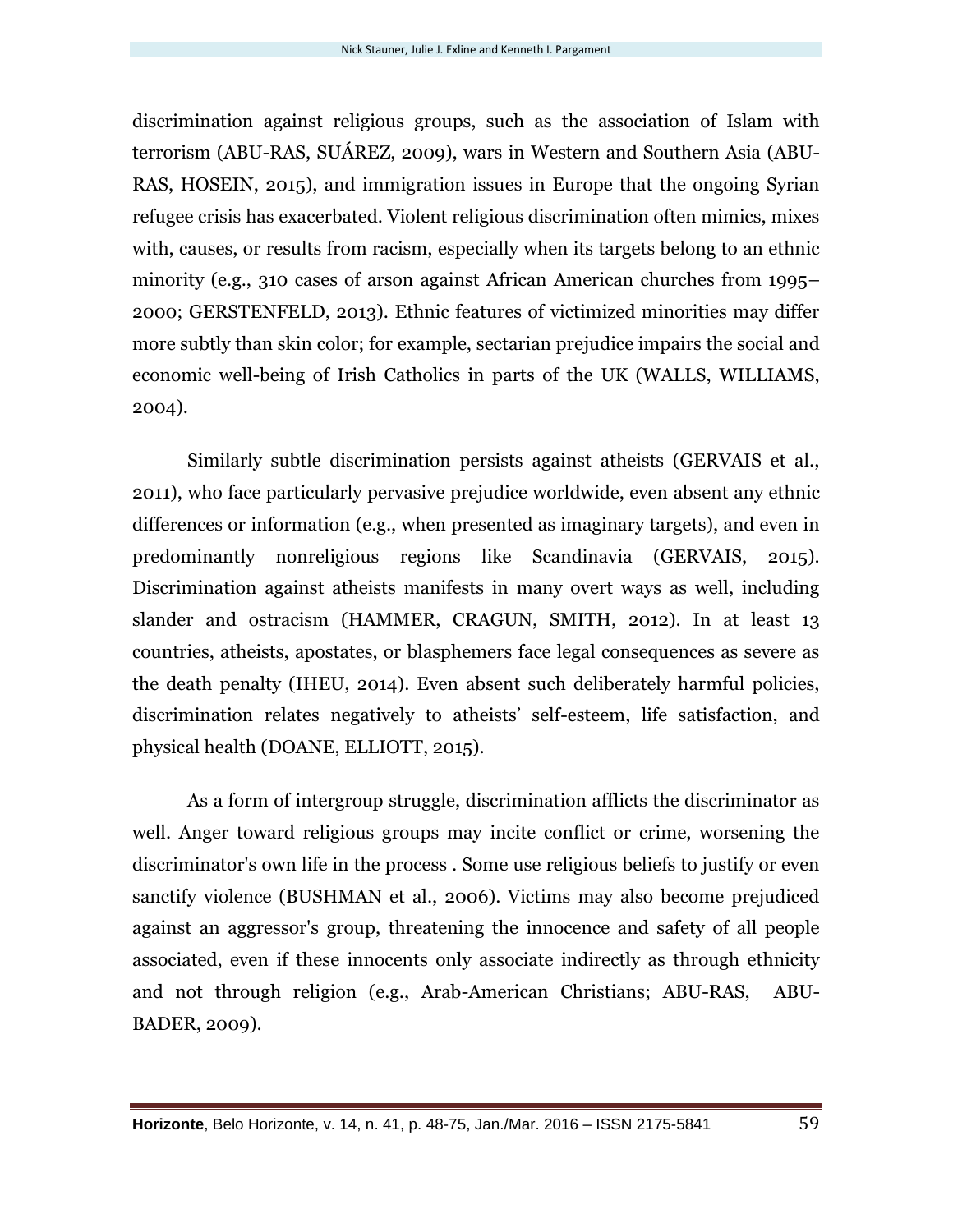discrimination against religious groups, such as the association of Islam with terrorism (ABU-RAS, SUÁREZ, 2009), wars in Western and Southern Asia (ABU-RAS, HOSEIN, 2015), and immigration issues in Europe that the ongoing Syrian refugee crisis has exacerbated. Violent religious discrimination often mimics, mixes with, causes, or results from racism, especially when its targets belong to an ethnic minority (e.g., 310 cases of arson against African American churches from 1995–2000; GERSTENFELD, 2013). Ethnic features of victimized minorities may differ more subtly than skin color; for example, sectarian prejudice impairs the social and economic well-being of Irish Catholics in parts of the UK (WALLS, WILLIAMS, 2004).

Similarly subtle discrimination persists against atheists (GERVAIS et al., 2011), who face particularly pervasive prejudice worldwide, even absent any ethnic differences or information (e.g., when presented as imaginary targets), and even in predominantly nonreligious regions like Scandinavia (GERVAIS, 2015). Discrimination against atheists manifests in many overt ways as well, including slander and ostracism (HAMMER, CRAGUN, SMITH, 2012). In at least 13 countries, atheists, apostates, or blasphemers face legal consequences as severe as the death penalty (IHEU, 2014). Even absent such deliberately harmful policies, discrimination relates negatively to atheists' self-esteem, life satisfaction, and physical health (DOANE, ELLIOTT, 2015).

As a form of intergroup struggle, discrimination afflicts the discriminator as well. Anger toward religious groups may incite conflict or crime, worsening the discriminator's own life in the process . Some use religious beliefs to justify or even sanctify violence (BUSHMAN et al., 2006). Victims may also become prejudiced against an aggressor's group, threatening the innocence and safety of all people associated, even if these innocents only associate indirectly as through ethnicity and not through religion (e.g., Arab-American Christians; ABU-RAS, ABU-BADER, 2009).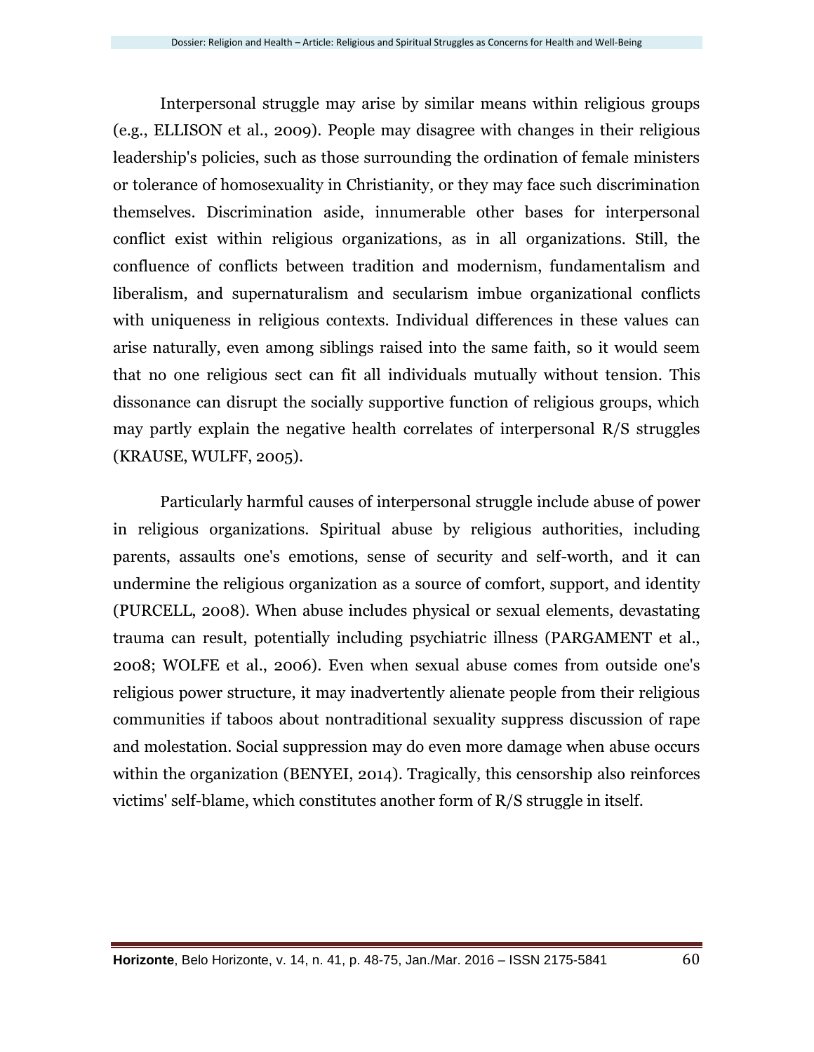Interpersonal struggle may arise by similar means within religious groups (e.g., ELLISON et al., 2009). People may disagree with changes in their religious leadership's policies, such as those surrounding the ordination of female ministers or tolerance of homosexuality in Christianity, or they may face such discrimination themselves. Discrimination aside, innumerable other bases for interpersonal conflict exist within religious organizations, as in all organizations. Still, the confluence of conflicts between tradition and modernism, fundamentalism and liberalism, and supernaturalism and secularism imbue organizational conflicts with uniqueness in religious contexts. Individual differences in these values can arise naturally, even among siblings raised into the same faith, so it would seem that no one religious sect can fit all individuals mutually without tension. This dissonance can disrupt the socially supportive function of religious groups, which may partly explain the negative health correlates of interpersonal R/S struggles (KRAUSE, WULFF, 2005).

Particularly harmful causes of interpersonal struggle include abuse of power in religious organizations. Spiritual abuse by religious authorities, including parents, assaults one's emotions, sense of security and self-worth, and it can undermine the religious organization as a source of comfort, support, and identity (PURCELL, 2008). When abuse includes physical or sexual elements, devastating trauma can result, potentially including psychiatric illness (PARGAMENT et al., 2008; WOLFE et al., 2006). Even when sexual abuse comes from outside one's religious power structure, it may inadvertently alienate people from their religious communities if taboos about nontraditional sexuality suppress discussion of rape and molestation. Social suppression may do even more damage when abuse occurs within the organization (BENYEI, 2014). Tragically, this censorship also reinforces victims' self-blame, which constitutes another form of R/S struggle in itself.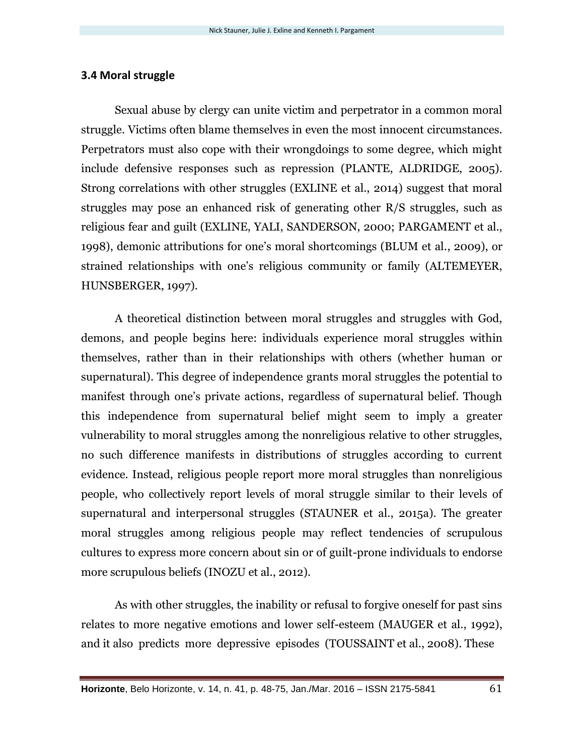### 3.4 Moral struggle

Sexual abuse by clergy can unite victim and perpetrator in a common moral struggle. Victims often blame themselves in even the most innocent circumstances. Perpetrators must also cope with their wrongdoings to some degree, which might include defensive responses such as repression (PLANTE, ALDRIDGE, 2005). Strong correlations with other struggles (EXLINE et al., 2014) suggest that moral struggles may pose an enhanced risk of generating other R/S struggles, such as religious fear and guilt (EXLINE, YALI, SANDERSON, 2000; PARGAMENT et al., 1998), demonic attributions for one's moral shortcomings (BLUM et al., 2009), or strained relationships with one's religious community or family (ALTEMEYER, HUNSBERGER, 1997).

A theoretical distinction between moral struggles and struggles with God, demons, and people begins here: individuals experience moral struggles within themselves, rather than in their relationships with others (whether human or supernatural). This degree of independence grants moral struggles the potential to manifest through one's private actions, regardless of supernatural belief. Though this independence from supernatural belief might seem to imply a greater vulnerability to moral struggles among the nonreligious relative to other struggles, no such difference manifests in distributions of struggles according to current evidence. Instead, religious people report more moral struggles than nonreligious people, who collectively report levels of moral struggle similar to their levels of supernatural and interpersonal struggles (STAUNER et al., 2015a). The greater moral struggles among religious people may reflect tendencies of scrupulous cultures to express more concern about sin or of guilt-prone individuals to endorse more scrupulous beliefs (INOZU et al., 2012).

As with other struggles, the inability or refusal to forgive oneself for past sins relates to more negative emotions and lower self-esteem (MAUGER et al., 1992), and it also predicts more depressive episodes (TOUSSAINT et al., 2008). These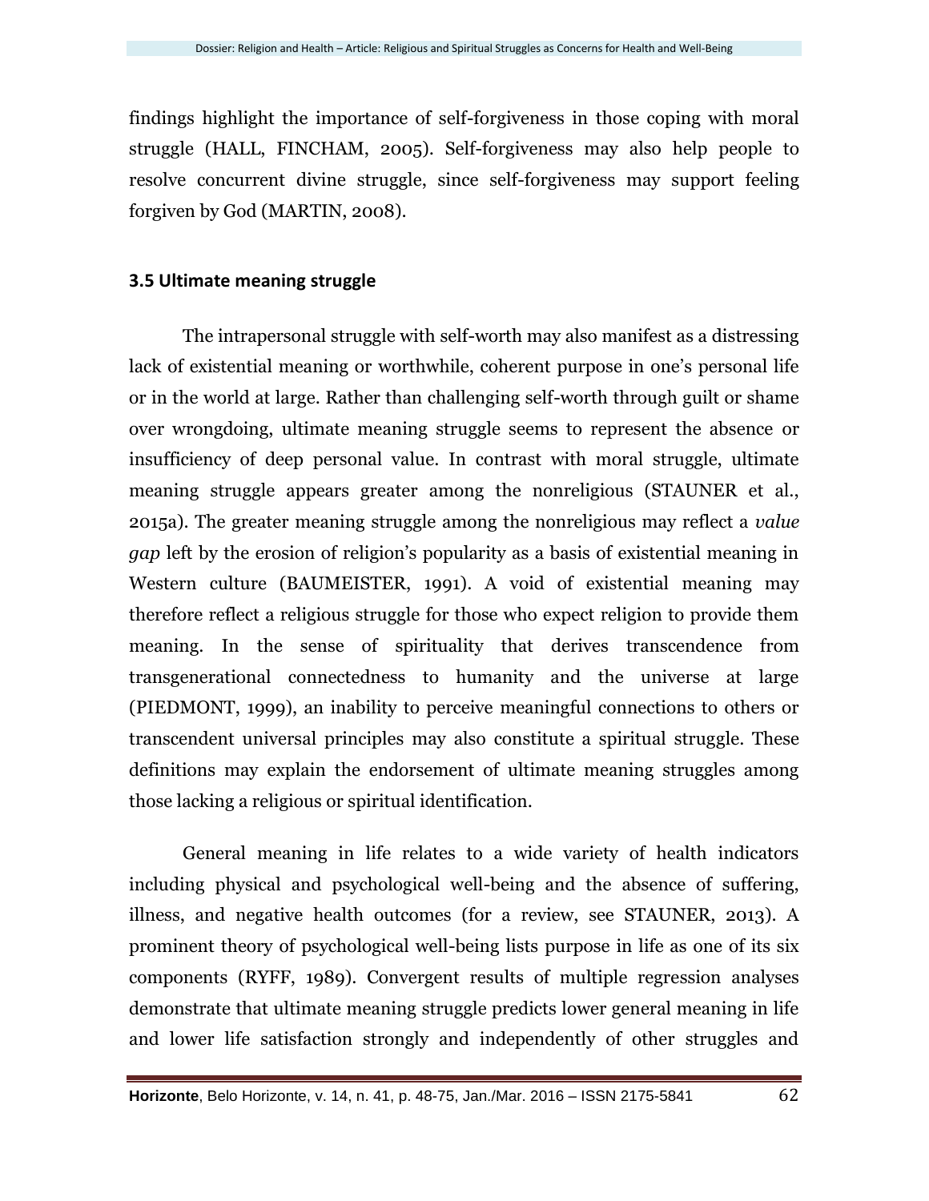findings highlight the importance of self-forgiveness in those coping with moral struggle (HALL, FINCHAM, 2005). Self-forgiveness may also help people to resolve concurrent divine struggle, since self-forgiveness may support feeling forgiven by God (MARTIN, 2008).

### 3.5 Ultimate meaning struggle

The intrapersonal struggle with self-worth may also manifest as a distressing lack of existential meaning or worthwhile, coherent purpose in one's personal life or in the world at large. Rather than challenging self-worth through guilt or shame over wrongdoing, ultimate meaning struggle seems to represent the absence or insufficiency of deep personal value. In contrast with moral struggle, ultimate meaning struggle appears greater among the nonreligious (STAUNER et al., 2015a). The greater meaning struggle among the nonreligious may reflect a *value gap* left by the erosion of religion's popularity as a basis of existential meaning in Western culture (BAUMEISTER, 1991). A void of existential meaning may therefore reflect a religious struggle for those who expect religion to provide them meaning. In the sense of spirituality that derives transcendence from transgenerational connectedness to humanity and the universe at large (PIEDMONT, 1999), an inability to perceive meaningful connections to others or transcendent universal principles may also constitute a spiritual struggle. These definitions may explain the endorsement of ultimate meaning struggles among those lacking a religious or spiritual identification.

General meaning in life relates to a wide variety of health indicators including physical and psychological well-being and the absence of suffering, illness, and negative health outcomes (for a review, see STAUNER, 2013). A prominent theory of psychological well-being lists purpose in life as one of its six components (RYFF, 1989). Convergent results of multiple regression analyses demonstrate that ultimate meaning struggle predicts lower general meaning in life and lower life satisfaction strongly and independently of other struggles and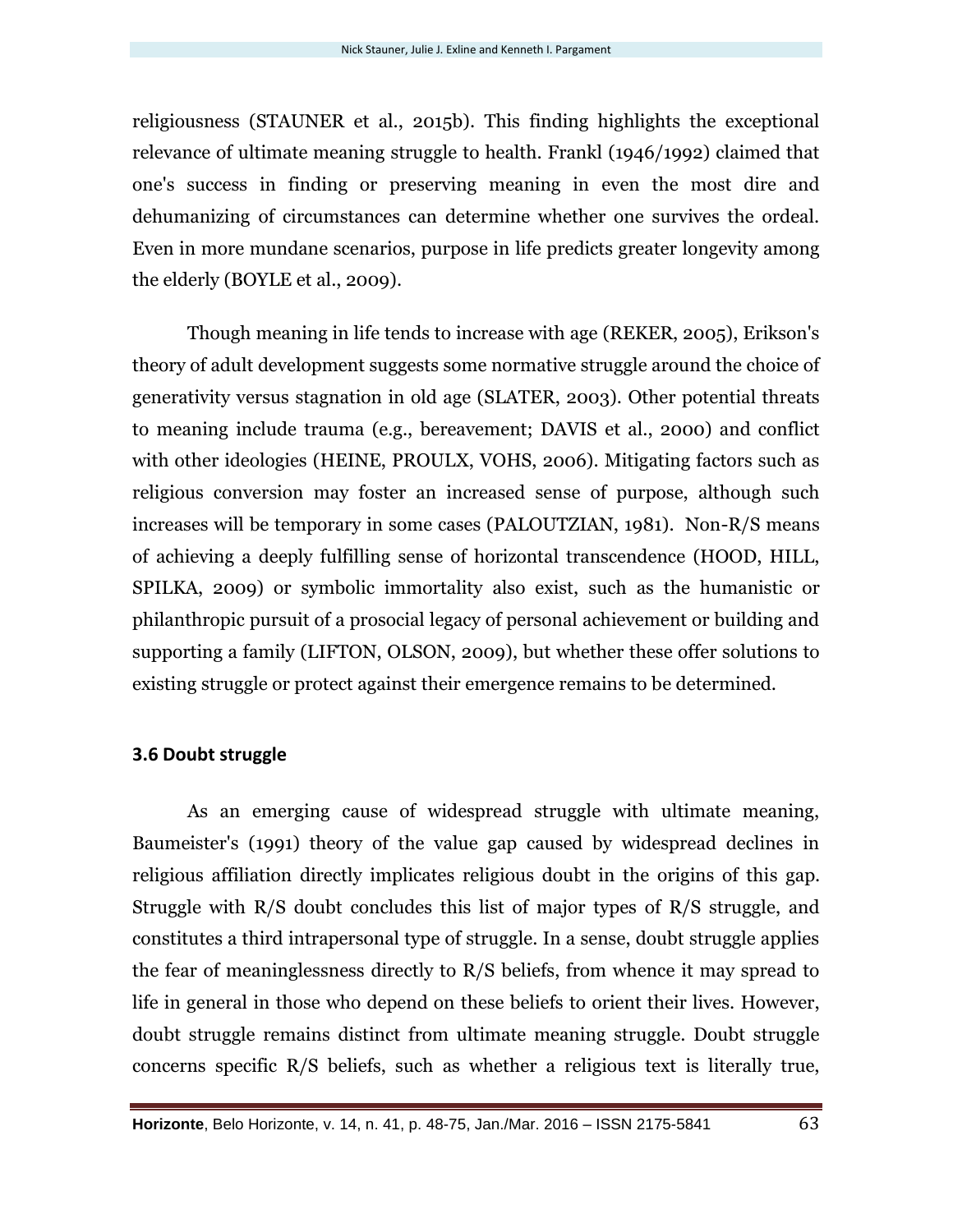religiousness (STAUNER et al., 2015b). This finding highlights the exceptional relevance of ultimate meaning struggle to health. Frankl (1946/1992) claimed that one's success in finding or preserving meaning in even the most dire and dehumanizing of circumstances can determine whether one survives the ordeal. Even in more mundane scenarios, purpose in life predicts greater longevity among the elderly (BOYLE et al., 2009).

Though meaning in life tends to increase with age (REKER, 2005), Erikson's theory of adult development suggests some normative struggle around the choice of generativity versus stagnation in old age (SLATER, 2003). Other potential threats to meaning include trauma (e.g., bereavement; DAVIS et al., 2000) and conflict with other ideologies (HEINE, PROULX, VOHS, 2006). Mitigating factors such as religious conversion may foster an increased sense of purpose, although such increases will be temporary in some cases (PALOUTZIAN, 1981). Non-R/S means of achieving a deeply fulfilling sense of horizontal transcendence (HOOD, HILL, SPILKA, 2009) or symbolic immortality also exist, such as the humanistic or philanthropic pursuit of a prosocial legacy of personal achievement or building and supporting a family (LIFTON, OLSON, 2009), but whether these offer solutions to existing struggle or protect against their emergence remains to be determined.

### 3.6 Doubt struggle

As an emerging cause of widespread struggle with ultimate meaning, Baumeister's (1991) theory of the value gap caused by widespread declines in religious affiliation directly implicates religious doubt in the origins of this gap. Struggle with R/S doubt concludes this list of major types of R/S struggle, and constitutes a third intrapersonal type of struggle. In a sense, doubt struggle applies the fear of meaninglessness directly to R/S beliefs, from whence it may spread to life in general in those who depend on these beliefs to orient their lives. However, doubt struggle remains distinct from ultimate meaning struggle. Doubt struggle concerns specific R/S beliefs, such as whether a religious text is literally true,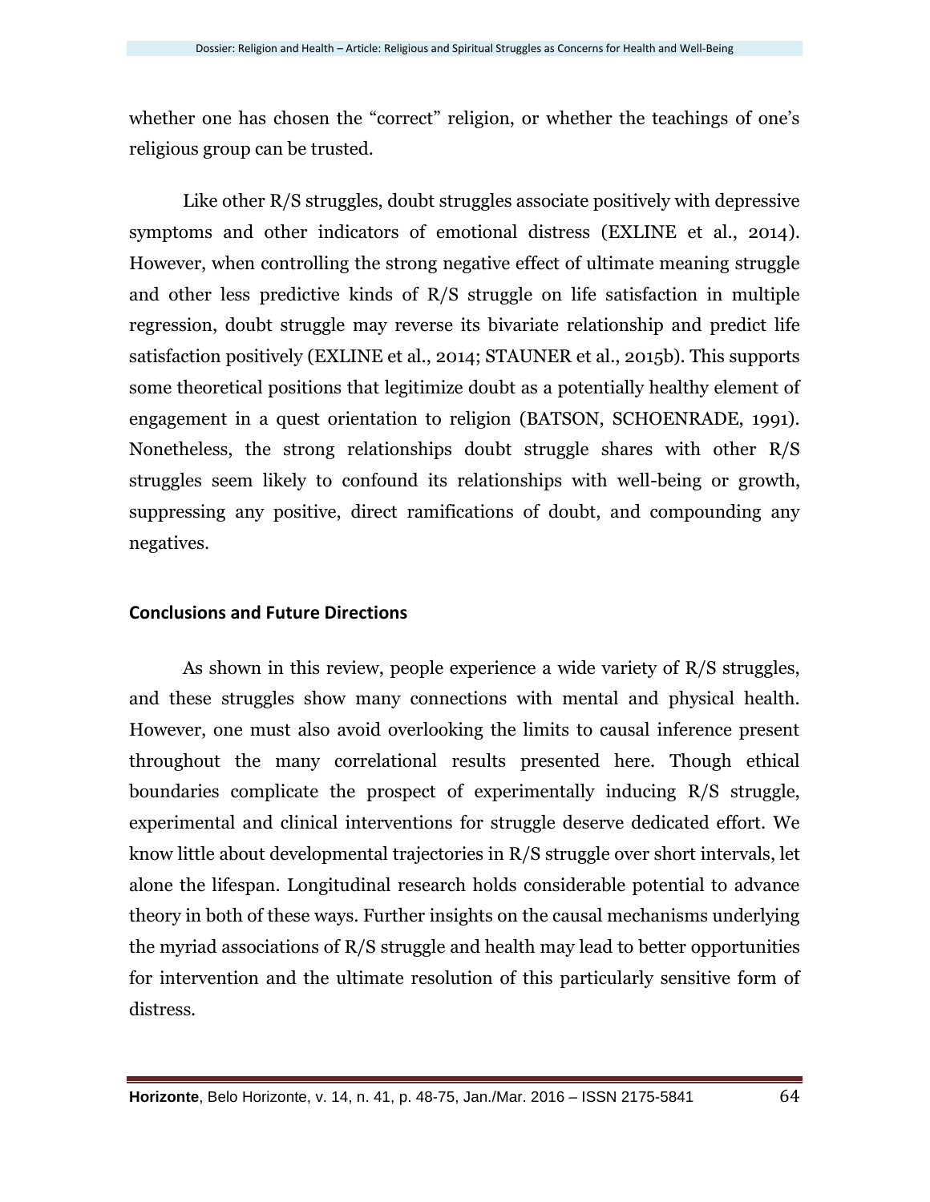whether one has chosen the "correct" religion, or whether the teachings of one's religious group can be trusted.

Like other R/S struggles, doubt struggles associate positively with depressive symptoms and other indicators of emotional distress (EXLINE et al., 2014). However, when controlling the strong negative effect of ultimate meaning struggle and other less predictive kinds of R/S struggle on life satisfaction in multiple regression, doubt struggle may reverse its bivariate relationship and predict life satisfaction positively (EXLINE et al., 2014; STAUNER et al., 2015b). This supports some theoretical positions that legitimize doubt as a potentially healthy element of engagement in a quest orientation to religion (BATSON, SCHOENRADE, 1991). Nonetheless, the strong relationships doubt struggle shares with other R/S struggles seem likely to confound its relationships with well-being or growth, suppressing any positive, direct ramifications of doubt, and compounding any negatives.

## Conclusions and Future Directions

As shown in this review, people experience a wide variety of R/S struggles, and these struggles show many connections with mental and physical health. However, one must also avoid overlooking the limits to causal inference present throughout the many correlational results presented here. Though ethical boundaries complicate the prospect of experimentally inducing R/S struggle, experimental and clinical interventions for struggle deserve dedicated effort. We know little about developmental trajectories in R/S struggle over short intervals, let alone the lifespan. Longitudinal research holds considerable potential to advance theory in both of these ways. Further insights on the causal mechanisms underlying the myriad associations of R/S struggle and health may lead to better opportunities for intervention and the ultimate resolution of this particularly sensitive form of distress.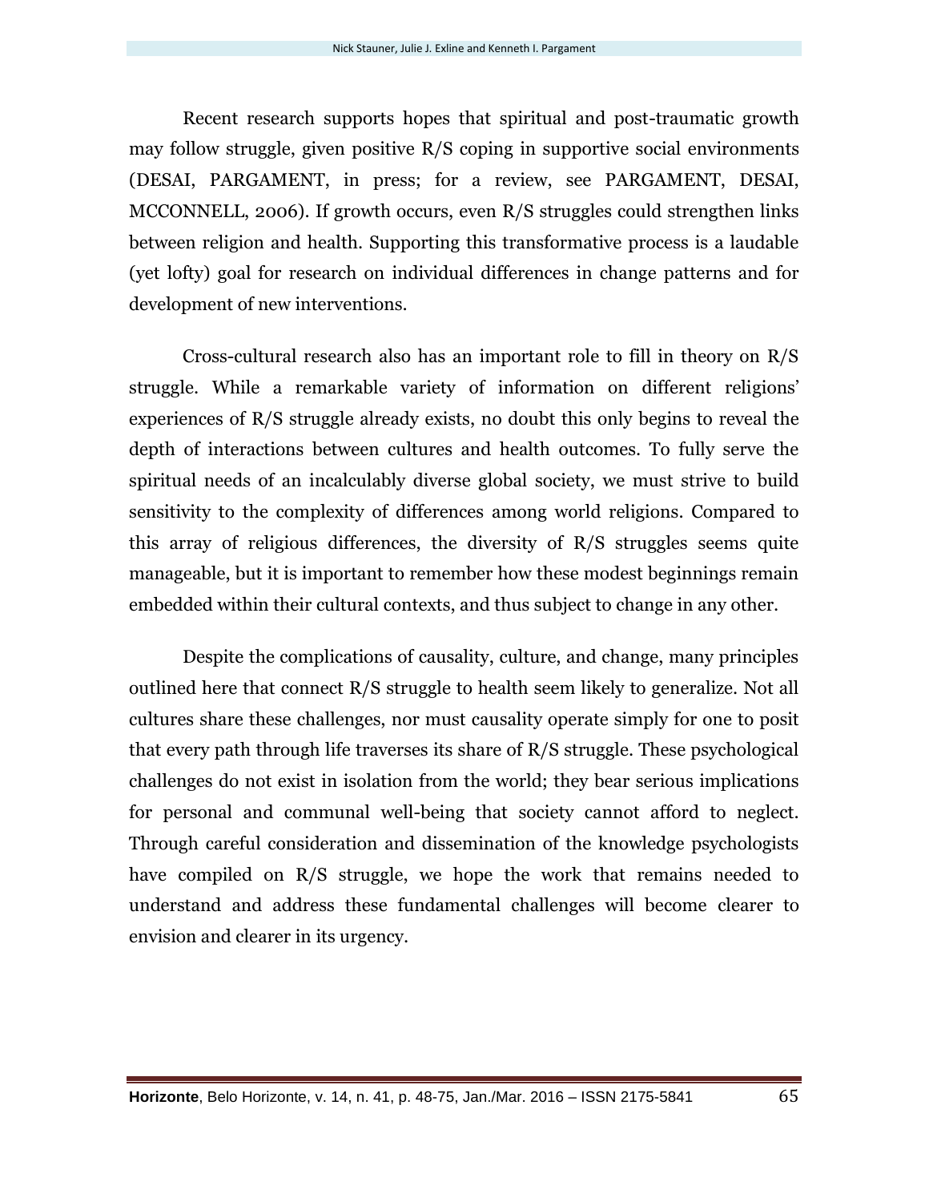Recent research supports hopes that spiritual and post-traumatic growth may follow struggle, given positive R/S coping in supportive social environments (DESAI, PARGAMENT, in press; for a review, see PARGAMENT, DESAI, MCCONNELL, 2006). If growth occurs, even R/S struggles could strengthen links between religion and health. Supporting this transformative process is a laudable (yet lofty) goal for research on individual differences in change patterns and for development of new interventions.

Cross-cultural research also has an important role to fill in theory on R/S struggle. While a remarkable variety of information on different religions' experiences of R/S struggle already exists, no doubt this only begins to reveal the depth of interactions between cultures and health outcomes. To fully serve the spiritual needs of an incalculably diverse global society, we must strive to build sensitivity to the complexity of differences among world religions. Compared to this array of religious differences, the diversity of R/S struggles seems quite manageable, but it is important to remember how these modest beginnings remain embedded within their cultural contexts, and thus subject to change in any other.

Despite the complications of causality, culture, and change, many principles outlined here that connect R/S struggle to health seem likely to generalize. Not all cultures share these challenges, nor must causality operate simply for one to posit that every path through life traverses its share of R/S struggle. These psychological challenges do not exist in isolation from the world; they bear serious implications for personal and communal well-being that society cannot afford to neglect. Through careful consideration and dissemination of the knowledge psychologists have compiled on R/S struggle, we hope the work that remains needed to understand and address these fundamental challenges will become clearer to envision and clearer in its urgency.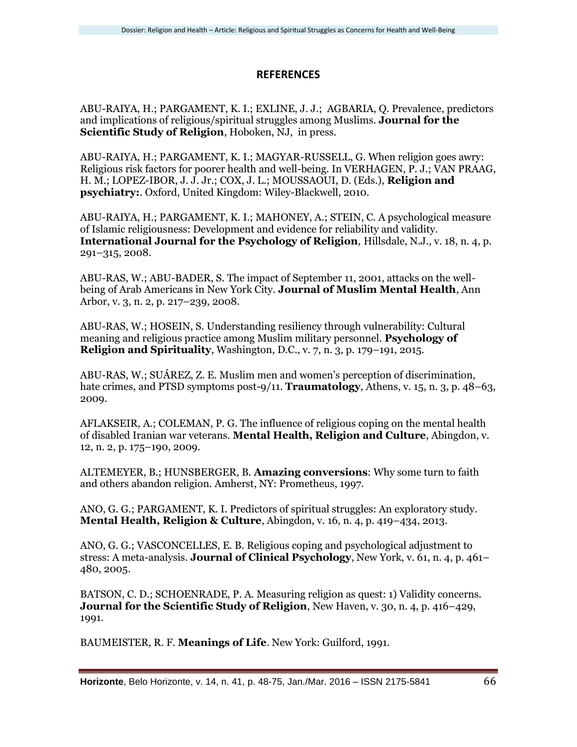## REFERENCES

ABU-RAIYA, H.; PARGAMENT, K. I.; EXLINE, J. J.; AGBARIA, Q. Prevalence, predictors and implications of religious/spiritual struggles among Muslims. **Journal for the Scientific Study of Religion**, Hoboken, NJ, in press.

ABU-RAIYA, H.; PARGAMENT, K. I.; MAGYAR-RUSSELL, G. When religion goes awry: Religious risk factors for poorer health and well-being. In VERHAGEN, P. J.; VAN PRAAG, H. M.; LOPEZ-IBOR, J. J. Jr.; COX, J. L.; MOUSSAOUI, D. (Eds.), **Religion and psychiatry:**. Oxford, United Kingdom: Wiley-Blackwell, 2010.

ABU-RAIYA, H.; PARGAMENT, K. I.; MAHONEY, A.; STEIN, C. A psychological measure of Islamic religiousness: Development and evidence for reliability and validity. **International Journal for the Psychology of Religion**, Hillsdale, N.J., v. 18, n. 4, p. 291–315, 2008.

ABU-RAS, W.; ABU-BADER, S. The impact of September 11, 2001, attacks on the well-being of Arab Americans in New York City. **Journal of Muslim Mental Health**, Ann Arbor, v. 3, n. 2, p. 217–239, 2008.

ABU-RAS, W.; HOSEIN, S. Understanding resiliency through vulnerability: Cultural meaning and religious practice among Muslim military personnel. **Psychology of Religion and Spirituality**, Washington, D.C., v. 7, n. 3, p. 179–191, 2015.

ABU-RAS, W.; SUÁREZ, Z. E. Muslim men and women's perception of discrimination, hate crimes, and PTSD symptoms post-9/11. **Traumatology**, Athens, v. 15, n. 3, p. 48–63, 2009.

AFLAKSEIR, A.; COLEMAN, P. G. The influence of religious coping on the mental health of disabled Iranian war veterans. **Mental Health, Religion and Culture**, Abingdon, v. 12, n. 2, p. 175–190, 2009.

ALTEMEYER, B.; HUNSBERGER, B. **Amazing conversions**: Why some turn to faith and others abandon religion. Amherst, NY: Prometheus, 1997.

ANO, G. G.; PARGAMENT, K. I. Predictors of spiritual struggles: An exploratory study. **Mental Health, Religion & Culture**, Abingdon, v. 16, n. 4, p. 419–434, 2013.

ANO, G. G.; VASCONCELLES, E. B. Religious coping and psychological adjustment to stress: A meta-analysis. **Journal of Clinical Psychology**, New York, v. 61, n. 4, p. 461–480, 2005.

BATSON, C. D.; SCHOENRADE, P. A. Measuring religion as quest: 1) Validity concerns. **Journal for the Scientific Study of Religion**, New Haven, v. 30, n. 4, p. 416–429, 1991.

BAUMEISTER, R. F. **Meanings of Life**. New York: Guilford, 1991.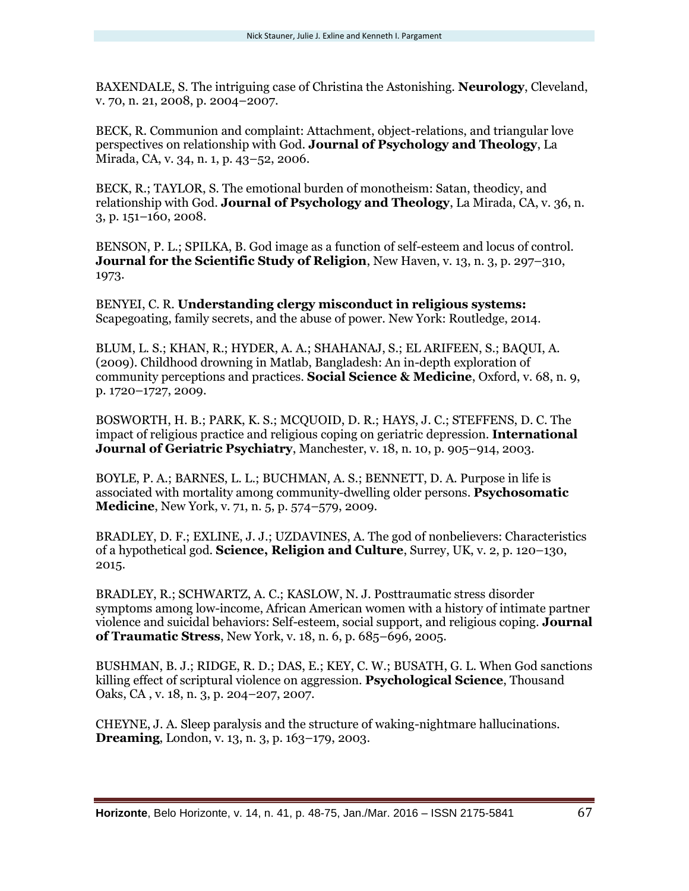BAXENDALE, S. The intriguing case of Christina the Astonishing. **Neurology**, Cleveland, v. 70, n. 21, 2008, p. 2004–2007.

BECK, R. Communion and complaint: Attachment, object-relations, and triangular love perspectives on relationship with God. **Journal of Psychology and Theology**, La Mirada, CA, v. 34, n. 1, p. 43–52, 2006.

BECK, R.; TAYLOR, S. The emotional burden of monotheism: Satan, theodicy, and relationship with God. **Journal of Psychology and Theology**, La Mirada, CA, v. 36, n. 3, p. 151–160, 2008.

BENSON, P. L.; SPILKA, B. God image as a function of self-esteem and locus of control. **Journal for the Scientific Study of Religion**, New Haven, v. 13, n. 3, p. 297–310, 1973.

BENYEI, C. R. **Understanding clergy misconduct in religious systems:** Scapegoating, family secrets, and the abuse of power. New York: Routledge, 2014.

BLUM, L. S.; KHAN, R.; HYDER, A. A.; SHAHANAJ, S.; EL ARIFEEN, S.; BAQUI, A. (2009). Childhood drowning in Matlab, Bangladesh: An in-depth exploration of community perceptions and practices. **Social Science & Medicine**, Oxford, v. 68, n. 9, p. 1720–1727, 2009.

BOSWORTH, H. B.; PARK, K. S.; MCQUOID, D. R.; HAYS, J. C.; STEFFENS, D. C. The impact of religious practice and religious coping on geriatric depression. **International Journal of Geriatric Psychiatry**, Manchester, v. 18, n. 10, p. 905–914, 2003.

BOYLE, P. A.; BARNES, L. L.; BUCHMAN, A. S.; BENNETT, D. A. Purpose in life is associated with mortality among community-dwelling older persons. **Psychosomatic Medicine**, New York, v. 71, n. 5, p. 574–579, 2009.

BRADLEY, D. F.; EXLINE, J. J.; UZDAVINES, A. The god of nonbelievers: Characteristics of a hypothetical god. **Science, Religion and Culture**, Surrey, UK, v. 2, p. 120–130, 2015.

BRADLEY, R.; SCHWARTZ, A. C.; KASLOW, N. J. Posttraumatic stress disorder symptoms among low-income, African American women with a history of intimate partner violence and suicidal behaviors: Self-esteem, social support, and religious coping. **Journal of Traumatic Stress**, New York, v. 18, n. 6, p. 685–696, 2005.

BUSHMAN, B. J.; RIDGE, R. D.; DAS, E.; KEY, C. W.; BUSATH, G. L. When God sanctions killing effect of scriptural violence on aggression. **Psychological Science**, Thousand Oaks, CA , v. 18, n. 3, p. 204–207, 2007.

CHEYNE, J. A. Sleep paralysis and the structure of waking-nightmare hallucinations. **Dreaming**, London, v. 13, n. 3, p. 163–179, 2003.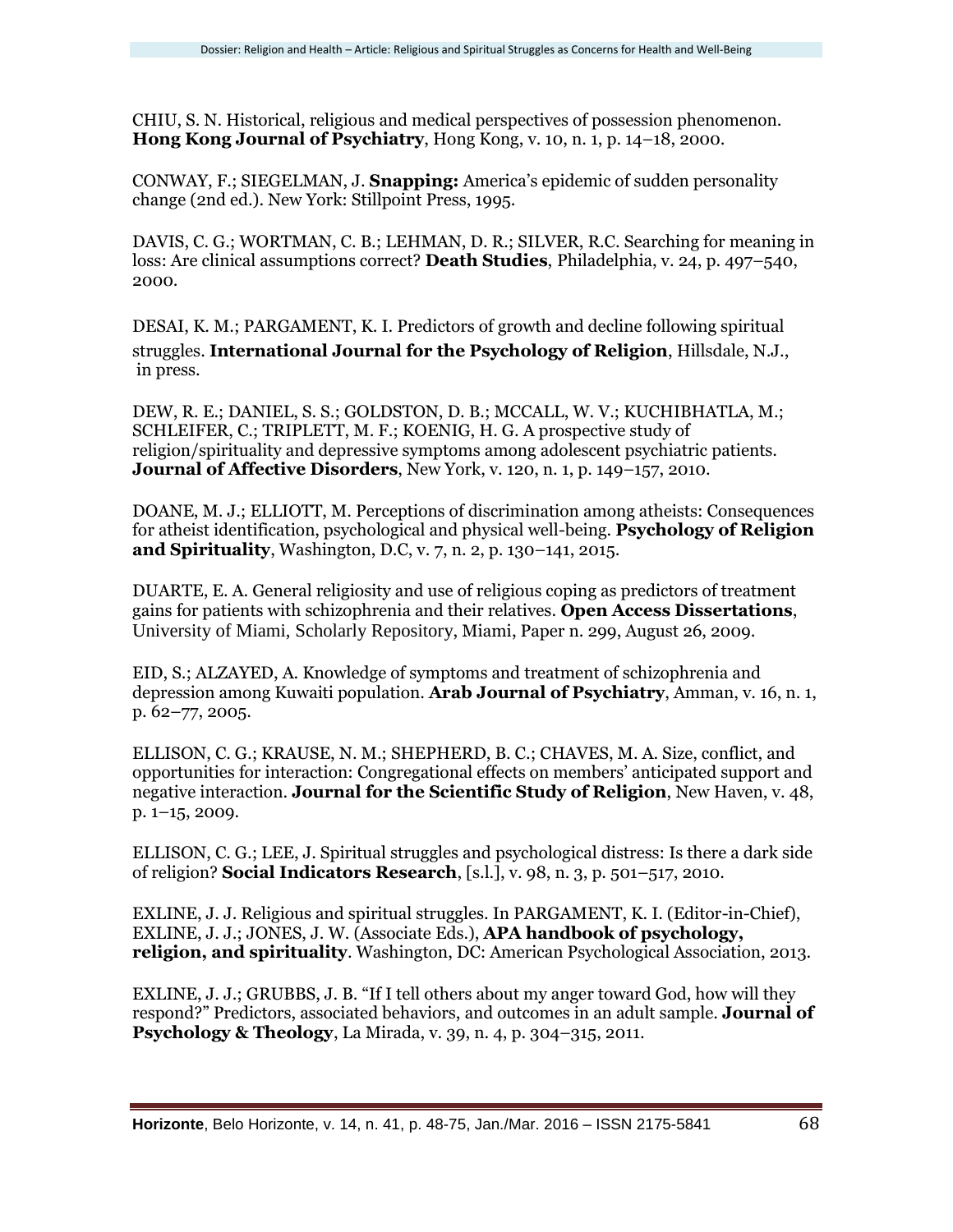CHIU, S. N. Historical, religious and medical perspectives of possession phenomenon. **Hong Kong Journal of Psychiatry**, Hong Kong, v. 10, n. 1, p. 14–18, 2000.

CONWAY, F.; SIEGELMAN, J. **Snapping:** America's epidemic of sudden personality change (2nd ed.). New York: Stillpoint Press, 1995.

DAVIS, C. G.; WORTMAN, C. B.; LEHMAN, D. R.; SILVER, R.C. Searching for meaning in loss: Are clinical assumptions correct? **Death Studies**, Philadelphia, v. 24, p. 497–540, 2000.

DESAI, K. M.; PARGAMENT, K. I. Predictors of growth and decline following spiritual struggles. **International Journal for the Psychology of Religion**, Hillsdale, N.J., in press.

DEW, R. E.; DANIEL, S. S.; GOLDSTON, D. B.; MCCALL, W. V.; KUCHIBHATLA, M.; SCHLEIFER, C.; TRIPLETT, M. F.; KOENIG, H. G. A prospective study of religion/spirituality and depressive symptoms among adolescent psychiatric patients. **Journal of Affective Disorders**, New York, v. 120, n. 1, p. 149–157, 2010.

DOANE, M. J.; ELLIOTT, M. Perceptions of discrimination among atheists: Consequences for atheist identification, psychological and physical well-being. **Psychology of Religion and Spirituality**, Washington, D.C, v. 7, n. 2, p. 130–141, 2015.

DUARTE, E. A. General religiosity and use of religious coping as predictors of treatment gains for patients with schizophrenia and their relatives. **Open Access Dissertations**, University of Miami, Scholarly Repository, Miami, Paper n. 299, August 26, 2009.

EID, S.; ALZAYED, A. Knowledge of symptoms and treatment of schizophrenia and depression among Kuwaiti population. **Arab Journal of Psychiatry**, Amman, v. 16, n. 1, p. 62–77, 2005.

ELLISON, C. G.; KRAUSE, N. M.; SHEPHERD, B. C.; CHAVES, M. A. Size, conflict, and opportunities for interaction: Congregational effects on members' anticipated support and negative interaction. **Journal for the Scientific Study of Religion**, New Haven, v. 48, p. 1–15, 2009.

ELLISON, C. G.; LEE, J. Spiritual struggles and psychological distress: Is there a dark side of religion? **Social Indicators Research**, [s.l.], v. 98, n. 3, p. 501–517, 2010.

EXLINE, J. J. Religious and spiritual struggles. In PARGAMENT, K. I. (Editor-in-Chief), EXLINE, J. J.; JONES, J. W. (Associate Eds.), **APA handbook of psychology, religion, and spirituality**. Washington, DC: American Psychological Association, 2013.

EXLINE, J. J.; GRUBBS, J. B. "If I tell others about my anger toward God, how will they respond?" Predictors, associated behaviors, and outcomes in an adult sample. **Journal of Psychology & Theology**, La Mirada, v. 39, n. 4, p. 304–315, 2011.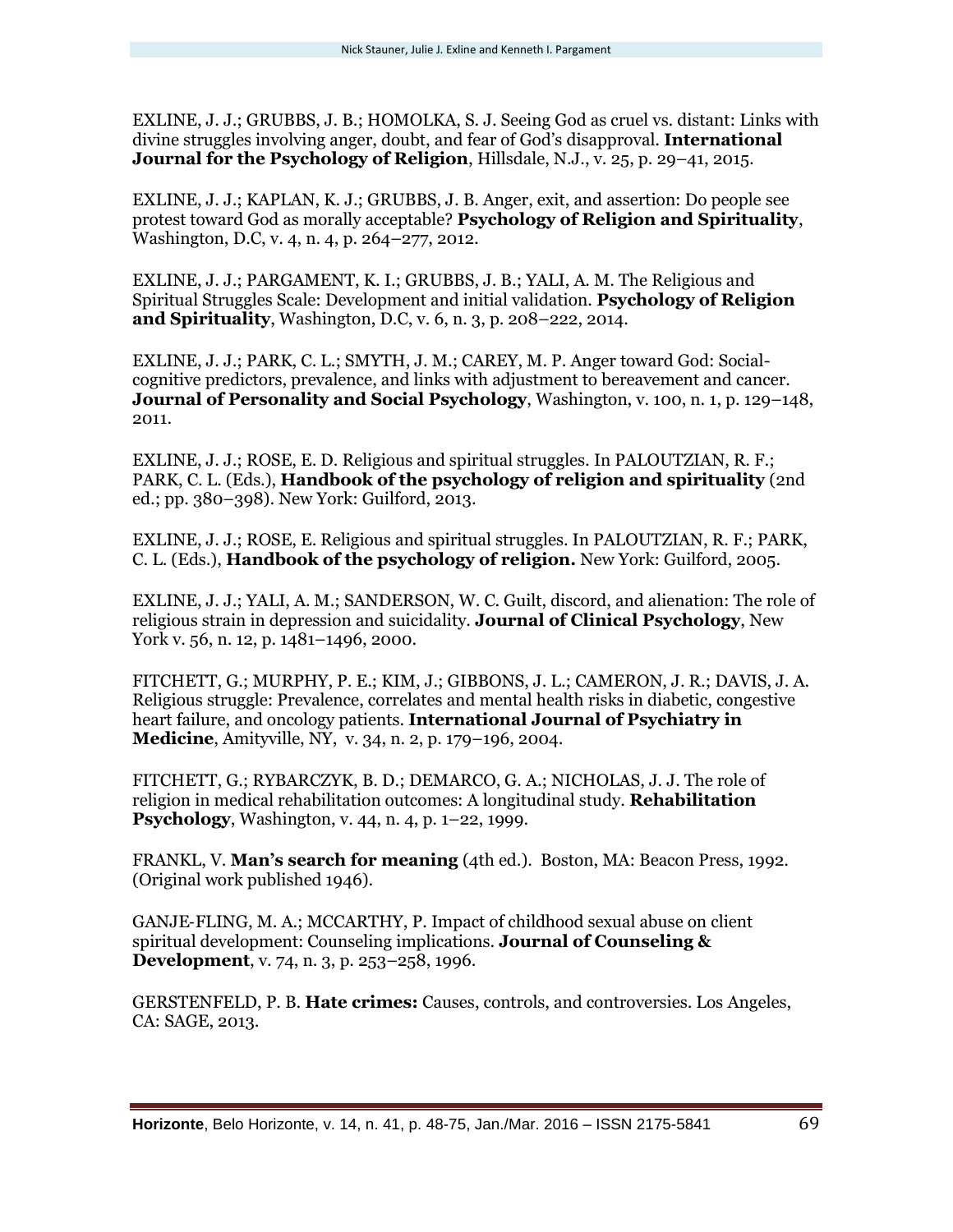EXLINE, J. J.; GRUBBS, J. B.; HOMOLKA, S. J. Seeing God as cruel vs. distant: Links with divine struggles involving anger, doubt, and fear of God's disapproval. **International Journal for the Psychology of Religion**, Hillsdale, N.J., v. 25, p. 29–41, 2015.

EXLINE, J. J.; KAPLAN, K. J.; GRUBBS, J. B. Anger, exit, and assertion: Do people see protest toward God as morally acceptable? **Psychology of Religion and Spirituality**, Washington, D.C, v. 4, n. 4, p. 264–277, 2012.

EXLINE, J. J.; PARGAMENT, K. I.; GRUBBS, J. B.; YALI, A. M. The Religious and Spiritual Struggles Scale: Development and initial validation. **Psychology of Religion and Spirituality**, Washington, D.C, v. 6, n. 3, p. 208–222, 2014.

EXLINE, J. J.; PARK, C. L.; SMYTH, J. M.; CAREY, M. P. Anger toward God: Social-cognitive predictors, prevalence, and links with adjustment to bereavement and cancer. **Journal of Personality and Social Psychology**, Washington, v. 100, n. 1, p. 129–148, 2011.

EXLINE, J. J.; ROSE, E. D. Religious and spiritual struggles. In PALOUTZIAN, R. F.; PARK, C. L. (Eds.), **Handbook of the psychology of religion and spirituality** (2nd ed.; pp. 380–398). New York: Guilford, 2013.

EXLINE, J. J.; ROSE, E. Religious and spiritual struggles. In PALOUTZIAN, R. F.; PARK, C. L. (Eds.), **Handbook of the psychology of religion.** New York: Guilford, 2005.

EXLINE, J. J.; YALI, A. M.; SANDERSON, W. C. Guilt, discord, and alienation: The role of religious strain in depression and suicidality. **Journal of Clinical Psychology**, New York v. 56, n. 12, p. 1481–1496, 2000.

FITCHETT, G.; MURPHY, P. E.; KIM, J.; GIBBONS, J. L.; CAMERON, J. R.; DAVIS, J. A. Religious struggle: Prevalence, correlates and mental health risks in diabetic, congestive heart failure, and oncology patients. **International Journal of Psychiatry in Medicine**, Amityville, NY, v. 34, n. 2, p. 179–196, 2004.

FITCHETT, G.; RYBARCZYK, B. D.; DEMARCO, G. A.; NICHOLAS, J. J. The role of religion in medical rehabilitation outcomes: A longitudinal study. **Rehabilitation Psychology**, Washington, v. 44, n. 4, p. 1–22, 1999.

FRANKL, V. **Man's search for meaning** (4th ed.). Boston, MA: Beacon Press, 1992. (Original work published 1946).

GANJE-FLING, M. A.; MCCARTHY, P. Impact of childhood sexual abuse on client spiritual development: Counseling implications. **Journal of Counseling & Development**, v. 74, n. 3, p. 253–258, 1996.

GERSTENFELD, P. B. **Hate crimes:** Causes, controls, and controversies. Los Angeles, CA: SAGE, 2013.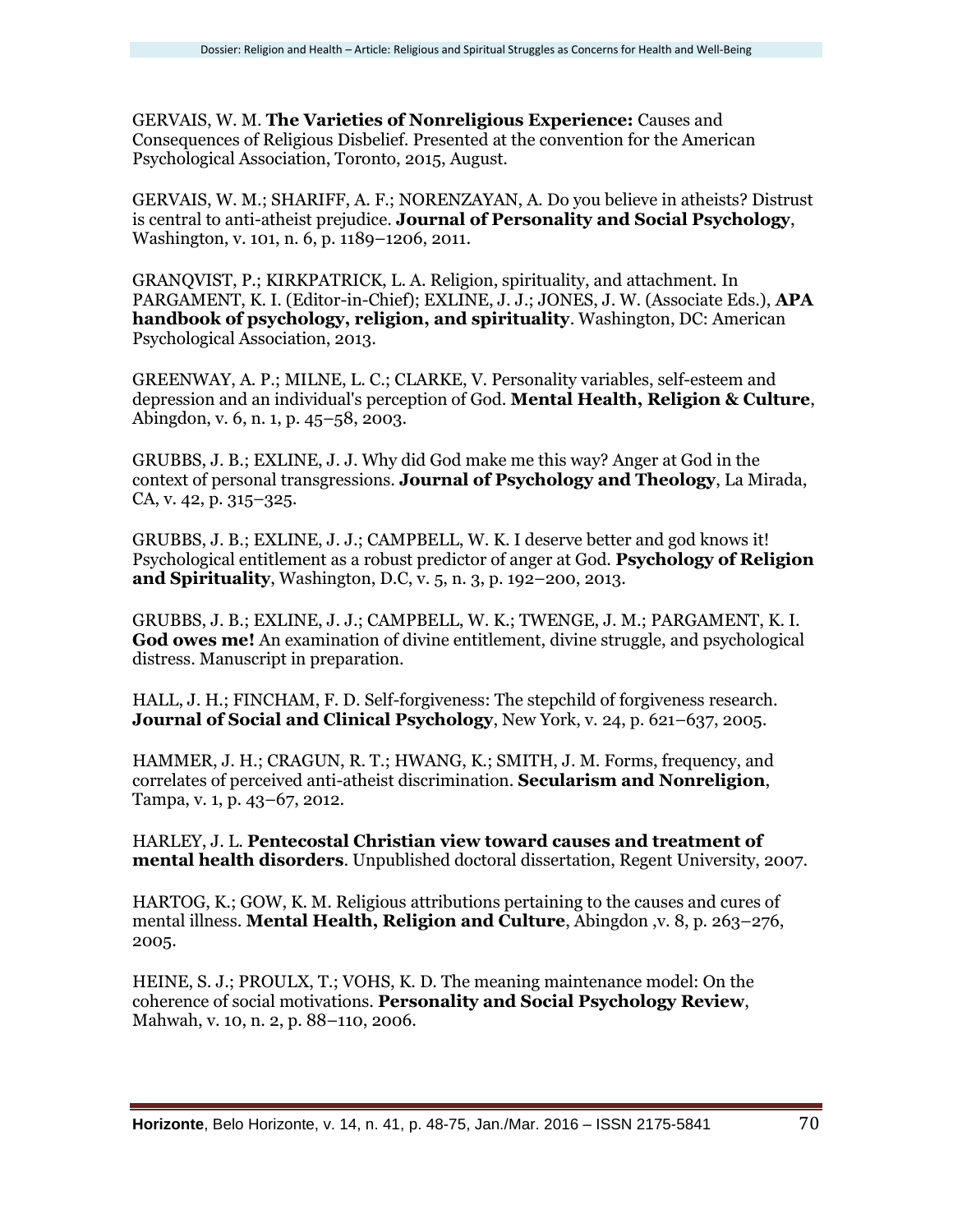GERVAIS, W. M. **The Varieties of Nonreligious Experience:** Causes and Consequences of Religious Disbelief. Presented at the convention for the American Psychological Association, Toronto, 2015, August.

GERVAIS, W. M.; SHARIFF, A. F.; NORENZAYAN, A. Do you believe in atheists? Distrust is central to anti-atheist prejudice. **Journal of Personality and Social Psychology**, Washington, v. 101, n. 6, p. 1189–1206, 2011.

GRANQVIST, P.; KIRKPATRICK, L. A. Religion, spirituality, and attachment. In PARGAMENT, K. I. (Editor-in-Chief); EXLINE, J. J.; JONES, J. W. (Associate Eds.), **APA handbook of psychology, religion, and spirituality**. Washington, DC: American Psychological Association, 2013.

GREENWAY, A. P.; MILNE, L. C.; CLARKE, V. Personality variables, self-esteem and depression and an individual's perception of God. **Mental Health, Religion & Culture**, Abingdon, v. 6, n. 1, p. 45–58, 2003.

GRUBBS, J. B.; EXLINE, J. J. Why did God make me this way? Anger at God in the context of personal transgressions. **Journal of Psychology and Theology**, La Mirada, CA, v. 42, p. 315–325.

GRUBBS, J. B.; EXLINE, J. J.; CAMPBELL, W. K. I deserve better and god knows it! Psychological entitlement as a robust predictor of anger at God. **Psychology of Religion and Spirituality**, Washington, D.C, v. 5, n. 3, p. 192–200, 2013.

GRUBBS, J. B.; EXLINE, J. J.; CAMPBELL, W. K.; TWENGE, J. M.; PARGAMENT, K. I. **God owes me!** An examination of divine entitlement, divine struggle, and psychological distress. Manuscript in preparation.

HALL, J. H.; FINCHAM, F. D. Self-forgiveness: The stepchild of forgiveness research. **Journal of Social and Clinical Psychology**, New York, v. 24, p. 621–637, 2005.

HAMMER, J. H.; CRAGUN, R. T.; HWANG, K.; SMITH, J. M. Forms, frequency, and correlates of perceived anti-atheist discrimination. **Secularism and Nonreligion**, Tampa, v. 1, p. 43–67, 2012.

HARLEY, J. L. **Pentecostal Christian view toward causes and treatment of mental health disorders**. Unpublished doctoral dissertation, Regent University, 2007.

HARTOG, K.; GOW, K. M. Religious attributions pertaining to the causes and cures of mental illness. **Mental Health, Religion and Culture**, Abingdon ,v. 8, p. 263–276, 2005.

HEINE, S. J.; PROULX, T.; VOHS, K. D. The meaning maintenance model: On the coherence of social motivations. **Personality and Social Psychology Review**, Mahwah, v. 10, n. 2, p. 88–110, 2006.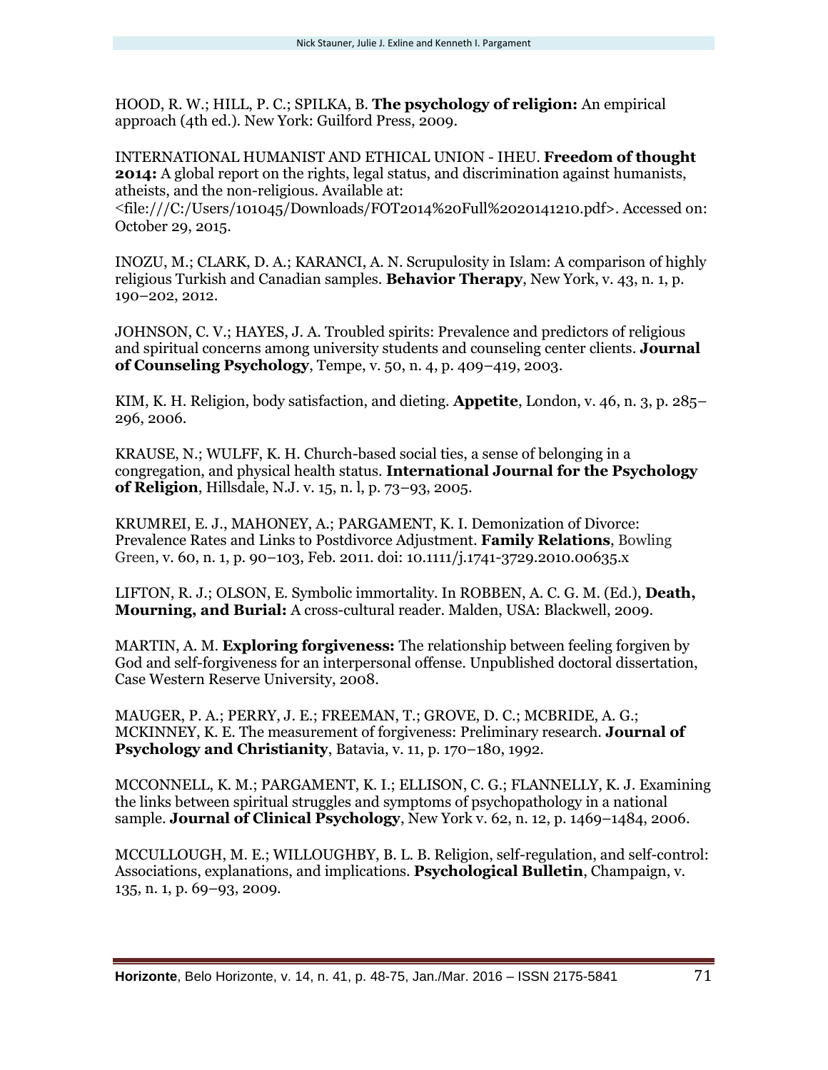HOOD, R. W.; HILL, P. C.; SPILKA, B. **The psychology of religion:** An empirical approach (4th ed.). New York: Guilford Press, 2009.

INTERNATIONAL HUMANIST AND ETHICAL UNION - IHEU. **Freedom of thought 2014:** A global report on the rights, legal status, and discrimination against humanists, atheists, and the non-religious. Available at: <file:///C:/Users/101045/Downloads/FOT2014%20Full%2020141210.pdf>. Accessed on: October 29, 2015.

INOZU, M.; CLARK, D. A.; KARANCI, A. N. Scrupulosity in Islam: A comparison of highly religious Turkish and Canadian samples. **Behavior Therapy**, New York, v. 43, n. 1, p. 190–202, 2012.

JOHNSON, C. V.; HAYES, J. A. Troubled spirits: Prevalence and predictors of religious and spiritual concerns among university students and counseling center clients. **Journal of Counseling Psychology**, Tempe, v. 50, n. 4, p. 409–419, 2003.

KIM, K. H. Religion, body satisfaction, and dieting. **Appetite**, London, v. 46, n. 3, p. 285–296, 2006.

KRAUSE, N.; WULFF, K. H. Church-based social ties, a sense of belonging in a congregation, and physical health status. **International Journal for the Psychology of Religion**, Hillsdale, N.J. v. 15, n. l, p. 73–93, 2005.

KRUMREI, E. J., MAHONEY, A.; PARGAMENT, K. I. Demonization of Divorce: Prevalence Rates and Links to Postdivorce Adjustment. **Family Relations**, Bowling Green, v. 60, n. 1, p. 90–103, Feb. 2011. doi: 10.1111/j.1741-3729.2010.00635.x

LIFTON, R. J.; OLSON, E. Symbolic immortality. In ROBBEN, A. C. G. M. (Ed.), **Death, Mourning, and Burial:** A cross-cultural reader. Malden, USA: Blackwell, 2009.

MARTIN, A. M. **Exploring forgiveness:** The relationship between feeling forgiven by God and self-forgiveness for an interpersonal offense. Unpublished doctoral dissertation, Case Western Reserve University, 2008.

MAUGER, P. A.; PERRY, J. E.; FREEMAN, T.; GROVE, D. C.; MCBRIDE, A. G.; MCKINNEY, K. E. The measurement of forgiveness: Preliminary research. **Journal of Psychology and Christianity**, Batavia, v. 11, p. 170–180, 1992.

MCCONNELL, K. M.; PARGAMENT, K. I.; ELLISON, C. G.; FLANNELLY, K. J. Examining the links between spiritual struggles and symptoms of psychopathology in a national sample. **Journal of Clinical Psychology**, New York v. 62, n. 12, p. 1469–1484, 2006.

MCCULLOUGH, M. E.; WILLOUGHBY, B. L. B. Religion, self-regulation, and self-control: Associations, explanations, and implications. **Psychological Bulletin**, Champaign, v. 135, n. 1, p. 69–93, 2009.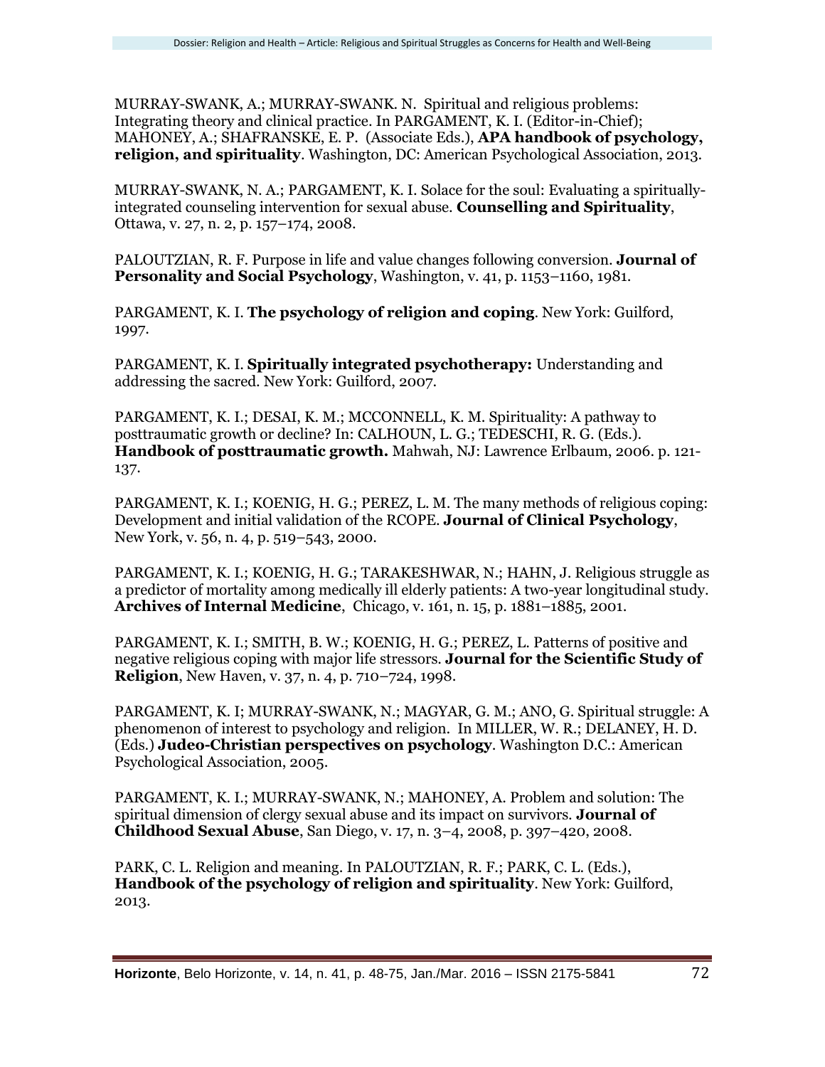MURRAY-SWANK, A.; MURRAY-SWANK. N. Spiritual and religious problems: Integrating theory and clinical practice. In PARGAMENT, K. I. (Editor-in-Chief); MAHONEY, A.; SHAFRANSKE, E. P. (Associate Eds.), **APA handbook of psychology, religion, and spirituality**. Washington, DC: American Psychological Association, 2013.

MURRAY-SWANK, N. A.; PARGAMENT, K. I. Solace for the soul: Evaluating a spiritually-integrated counseling intervention for sexual abuse. **Counselling and Spirituality**, Ottawa, v. 27, n. 2, p. 157–174, 2008.

PALOUTZIAN, R. F. Purpose in life and value changes following conversion. **Journal of Personality and Social Psychology**, Washington, v. 41, p. 1153–1160, 1981.

PARGAMENT, K. I. **The psychology of religion and coping**. New York: Guilford, 1997.

PARGAMENT, K. I. **Spiritually integrated psychotherapy:** Understanding and addressing the sacred. New York: Guilford, 2007.

PARGAMENT, K. I.; DESAI, K. M.; MCCONNELL, K. M. Spirituality: A pathway to posttraumatic growth or decline? In: CALHOUN, L. G.; TEDESCHI, R. G. (Eds.). **Handbook of posttraumatic growth.** Mahwah, NJ: Lawrence Erlbaum, 2006. p. 121-137.

PARGAMENT, K. I.; KOENIG, H. G.; PEREZ, L. M. The many methods of religious coping: Development and initial validation of the RCOPE. **Journal of Clinical Psychology**, New York, v. 56, n. 4, p. 519–543, 2000.

PARGAMENT, K. I.; KOENIG, H. G.; TARAKESHWAR, N.; HAHN, J. Religious struggle as a predictor of mortality among medically ill elderly patients: A two-year longitudinal study. **Archives of Internal Medicine**, Chicago, v. 161, n. 15, p. 1881–1885, 2001.

PARGAMENT, K. I.; SMITH, B. W.; KOENIG, H. G.; PEREZ, L. Patterns of positive and negative religious coping with major life stressors. **Journal for the Scientific Study of Religion**, New Haven, v. 37, n. 4, p. 710–724, 1998.

PARGAMENT, K. I; MURRAY-SWANK, N.; MAGYAR, G. M.; ANO, G. Spiritual struggle: A phenomenon of interest to psychology and religion. In MILLER, W. R.; DELANEY, H. D. (Eds.) **Judeo-Christian perspectives on psychology**. Washington D.C.: American Psychological Association, 2005.

PARGAMENT, K. I.; MURRAY-SWANK, N.; MAHONEY, A. Problem and solution: The spiritual dimension of clergy sexual abuse and its impact on survivors. **Journal of Childhood Sexual Abuse**, San Diego, v. 17, n. 3–4, 2008, p. 397–420, 2008.

PARK, C. L. Religion and meaning. In PALOUTZIAN, R. F.; PARK, C. L. (Eds.), **Handbook of the psychology of religion and spirituality**. New York: Guilford, 2013.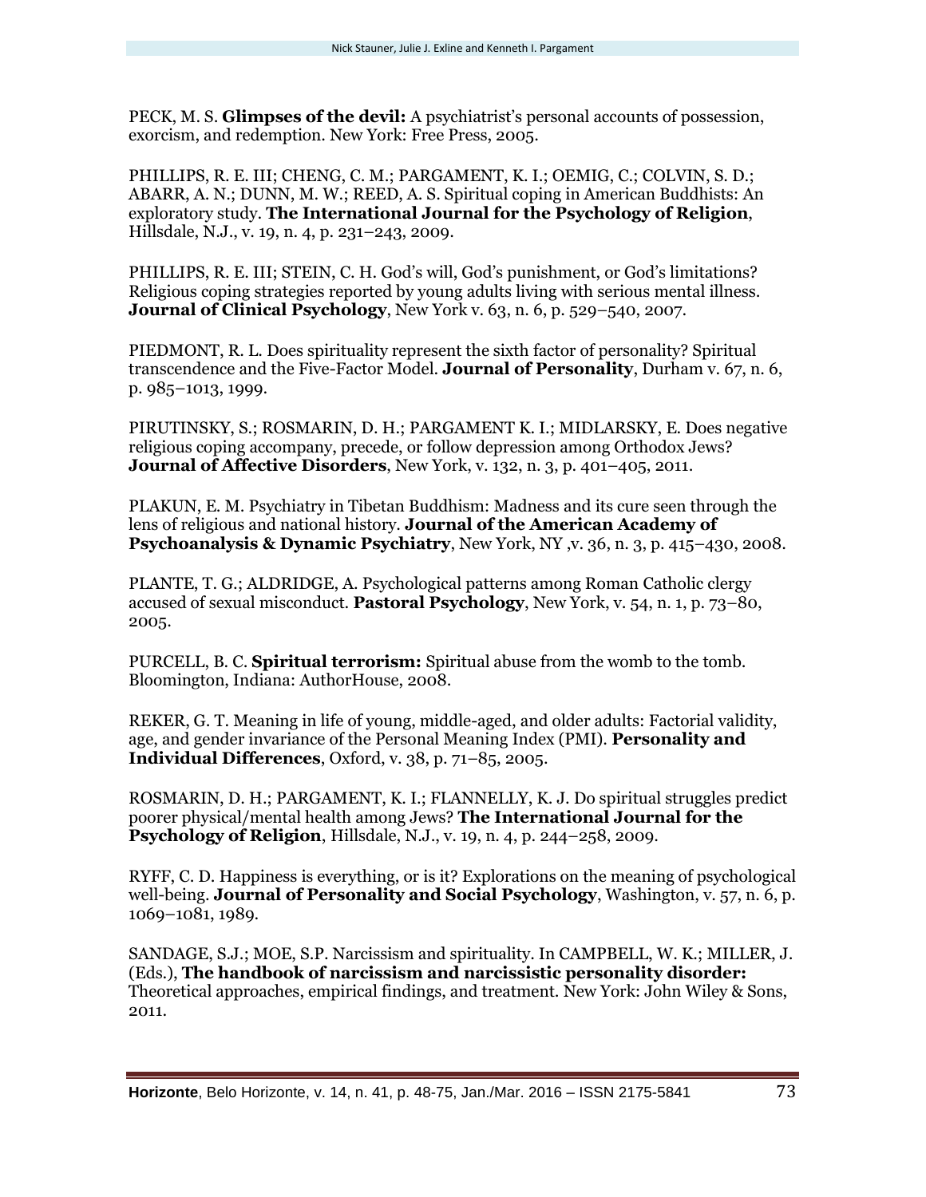PECK, M. S. **Glimpses of the devil:** A psychiatrist's personal accounts of possession, exorcism, and redemption. New York: Free Press, 2005.

PHILLIPS, R. E. III; CHENG, C. M.; PARGAMENT, K. I.; OEMIG, C.; COLVIN, S. D.; ABARR, A. N.; DUNN, M. W.; REED, A. S. Spiritual coping in American Buddhists: An exploratory study. **The International Journal for the Psychology of Religion**, Hillsdale, N.J., v. 19, n. 4, p. 231–243, 2009.

PHILLIPS, R. E. III; STEIN, C. H. God's will, God's punishment, or God's limitations? Religious coping strategies reported by young adults living with serious mental illness. **Journal of Clinical Psychology**, New York v. 63, n. 6, p. 529–540, 2007.

PIEDMONT, R. L. Does spirituality represent the sixth factor of personality? Spiritual transcendence and the Five-Factor Model. **Journal of Personality**, Durham v. 67, n. 6, p. 985–1013, 1999.

PIRUTINSKY, S.; ROSMARIN, D. H.; PARGAMENT K. I.; MIDLARSKY, E. Does negative religious coping accompany, precede, or follow depression among Orthodox Jews? **Journal of Affective Disorders**, New York, v. 132, n. 3, p. 401–405, 2011.

PLAKUN, E. M. Psychiatry in Tibetan Buddhism: Madness and its cure seen through the lens of religious and national history. **Journal of the American Academy of Psychoanalysis & Dynamic Psychiatry**, New York, NY ,v. 36, n. 3, p. 415–430, 2008.

PLANTE, T. G.; ALDRIDGE, A. Psychological patterns among Roman Catholic clergy accused of sexual misconduct. **Pastoral Psychology**, New York, v. 54, n. 1, p. 73–80, 2005.

PURCELL, B. C. **Spiritual terrorism:** Spiritual abuse from the womb to the tomb. Bloomington, Indiana: AuthorHouse, 2008.

REKER, G. T. Meaning in life of young, middle-aged, and older adults: Factorial validity, age, and gender invariance of the Personal Meaning Index (PMI). **Personality and Individual Differences**, Oxford, v. 38, p. 71–85, 2005.

ROSMARIN, D. H.; PARGAMENT, K. I.; FLANNELLY, K. J. Do spiritual struggles predict poorer physical/mental health among Jews? **The International Journal for the Psychology of Religion**, Hillsdale, N.J., v. 19, n. 4, p. 244–258, 2009.

RYFF, C. D. Happiness is everything, or is it? Explorations on the meaning of psychological well-being. **Journal of Personality and Social Psychology**, Washington, v. 57, n. 6, p. 1069–1081, 1989.

SANDAGE, S.J.; MOE, S.P. Narcissism and spirituality. In CAMPBELL, W. K.; MILLER, J. (Eds.), **The handbook of narcissism and narcissistic personality disorder:** Theoretical approaches, empirical findings, and treatment. New York: John Wiley & Sons, 2011.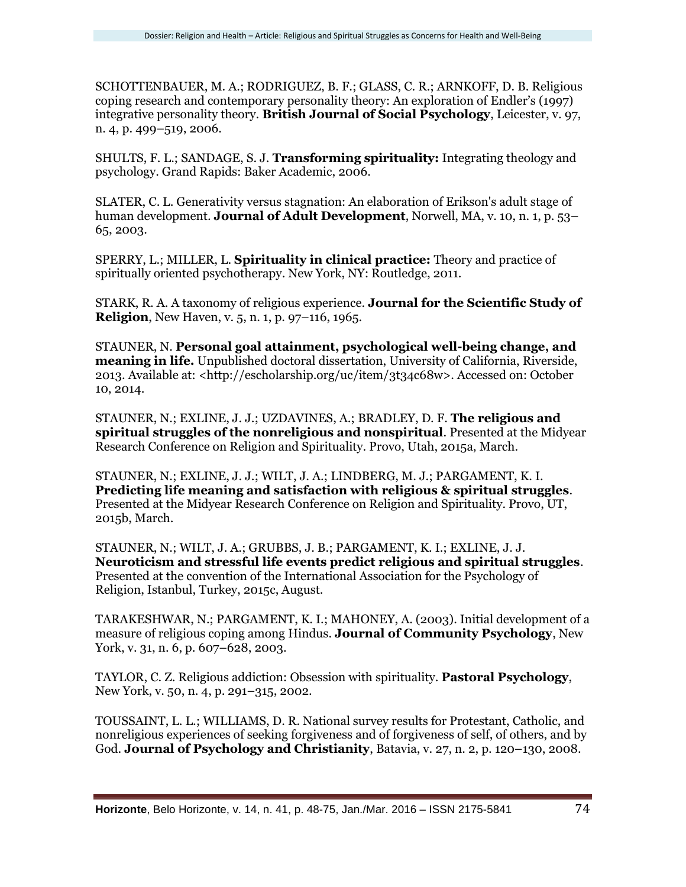SCHOTTENBAUER, M. A.; RODRIGUEZ, B. F.; GLASS, C. R.; ARNKOFF, D. B. Religious coping research and contemporary personality theory: An exploration of Endler's (1997) integrative personality theory. **British Journal of Social Psychology**, Leicester, v. 97, n. 4, p. 499–519, 2006.

SHULTS, F. L.; SANDAGE, S. J. **Transforming spirituality:** Integrating theology and psychology. Grand Rapids: Baker Academic, 2006.

SLATER, C. L. Generativity versus stagnation: An elaboration of Erikson's adult stage of human development. **Journal of Adult Development**, Norwell, MA, v. 10, n. 1, p. 53–65, 2003.

SPERRY, L.; MILLER, L. **Spirituality in clinical practice:** Theory and practice of spiritually oriented psychotherapy. New York, NY: Routledge, 2011.

STARK, R. A. A taxonomy of religious experience. **Journal for the Scientific Study of Religion**, New Haven, v. 5, n. 1, p. 97–116, 1965.

STAUNER, N. **Personal goal attainment, psychological well-being change, and meaning in life.** Unpublished doctoral dissertation, University of California, Riverside, 2013. Available at: <http://escholarship.org/uc/item/3t34c68w>. Accessed on: October 10, 2014.

STAUNER, N.; EXLINE, J. J.; UZDAVINES, A.; BRADLEY, D. F. **The religious and spiritual struggles of the nonreligious and nonspiritual**. Presented at the Midyear Research Conference on Religion and Spirituality. Provo, Utah, 2015a, March.

STAUNER, N.; EXLINE, J. J.; WILT, J. A.; LINDBERG, M. J.; PARGAMENT, K. I. **Predicting life meaning and satisfaction with religious & spiritual struggles**. Presented at the Midyear Research Conference on Religion and Spirituality. Provo, UT, 2015b, March.

STAUNER, N.; WILT, J. A.; GRUBBS, J. B.; PARGAMENT, K. I.; EXLINE, J. J. **Neuroticism and stressful life events predict religious and spiritual struggles**. Presented at the convention of the International Association for the Psychology of Religion, Istanbul, Turkey, 2015c, August.

TARAKESHWAR, N.; PARGAMENT, K. I.; MAHONEY, A. (2003). Initial development of a measure of religious coping among Hindus. **Journal of Community Psychology**, New York, v. 31, n. 6, p. 607–628, 2003.

TAYLOR, C. Z. Religious addiction: Obsession with spirituality. **Pastoral Psychology**, New York, v. 50, n. 4, p. 291–315, 2002.

TOUSSAINT, L. L.; WILLIAMS, D. R. National survey results for Protestant, Catholic, and nonreligious experiences of seeking forgiveness and of forgiveness of self, of others, and by God. **Journal of Psychology and Christianity**, Batavia, v. 27, n. 2, p. 120–130, 2008.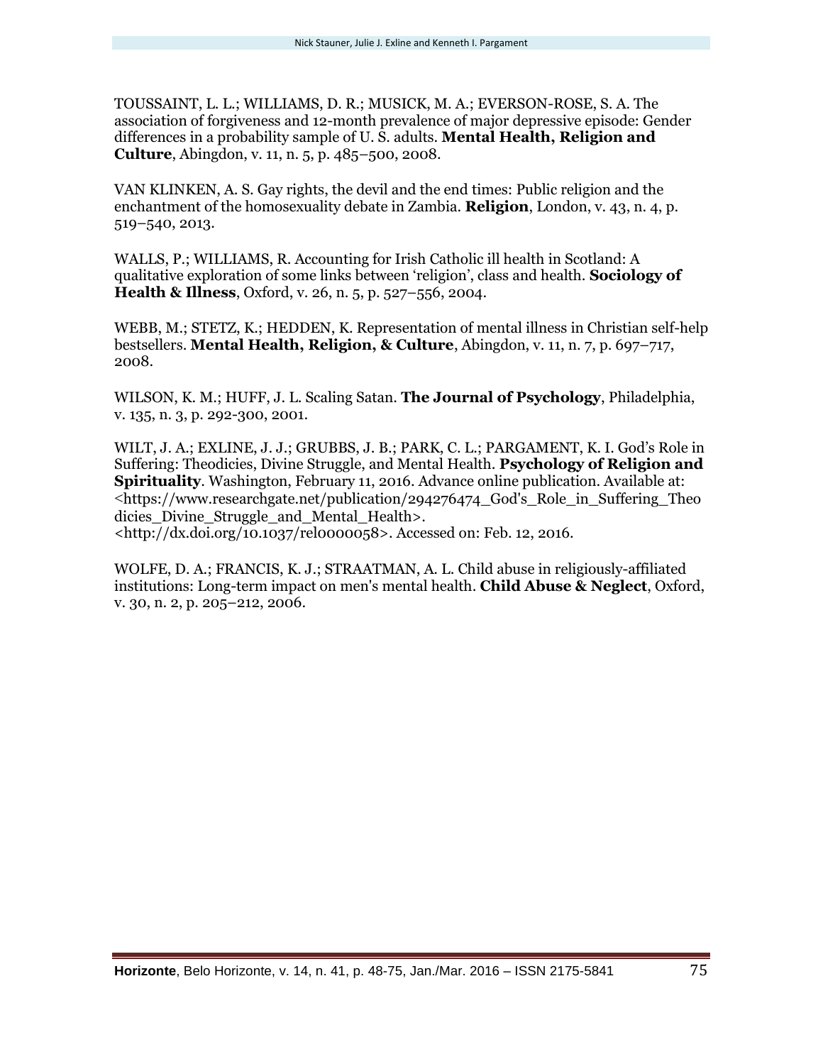TOUSSAINT, L. L.; WILLIAMS, D. R.; MUSICK, M. A.; EVERSON-ROSE, S. A. The association of forgiveness and 12-month prevalence of major depressive episode: Gender differences in a probability sample of U. S. adults. **Mental Health, Religion and Culture**, Abingdon, v. 11, n. 5, p. 485–500, 2008.

VAN KLINKEN, A. S. Gay rights, the devil and the end times: Public religion and the enchantment of the homosexuality debate in Zambia. **Religion**, London, v. 43, n. 4, p. 519–540, 2013.

WALLS, P.; WILLIAMS, R. Accounting for Irish Catholic ill health in Scotland: A qualitative exploration of some links between 'religion', class and health. **Sociology of Health & Illness**, Oxford, v. 26, n. 5, p. 527–556, 2004.

WEBB, M.; STETZ, K.; HEDDEN, K. Representation of mental illness in Christian self-help bestsellers. **Mental Health, Religion, & Culture**, Abingdon, v. 11, n. 7, p. 697–717, 2008.

WILSON, K. M.; HUFF, J. L. Scaling Satan. **The Journal of Psychology**, Philadelphia, v. 135, n. 3, p. 292-300, 2001.

WILT, J. A.; EXLINE, J. J.; GRUBBS, J. B.; PARK, C. L.; PARGAMENT, K. I. God's Role in Suffering: Theodicies, Divine Struggle, and Mental Health. **Psychology of Religion and Spirituality**. Washington, February 11, 2016. Advance online publication. Available at: <https://www.researchgate.net/publication/294276474_God's_Role_in_Suffering_Theodicies_Divine_Struggle_and_Mental_Health>. <http://dx.doi.org/10.1037/rel0000058>. Accessed on: Feb. 12, 2016.

WOLFE, D. A.; FRANCIS, K. J.; STRAATMAN, A. L. Child abuse in religiously-affiliated institutions: Long-term impact on men's mental health. **Child Abuse & Neglect**, Oxford, v. 30, n. 2, p. 205–212, 2006.